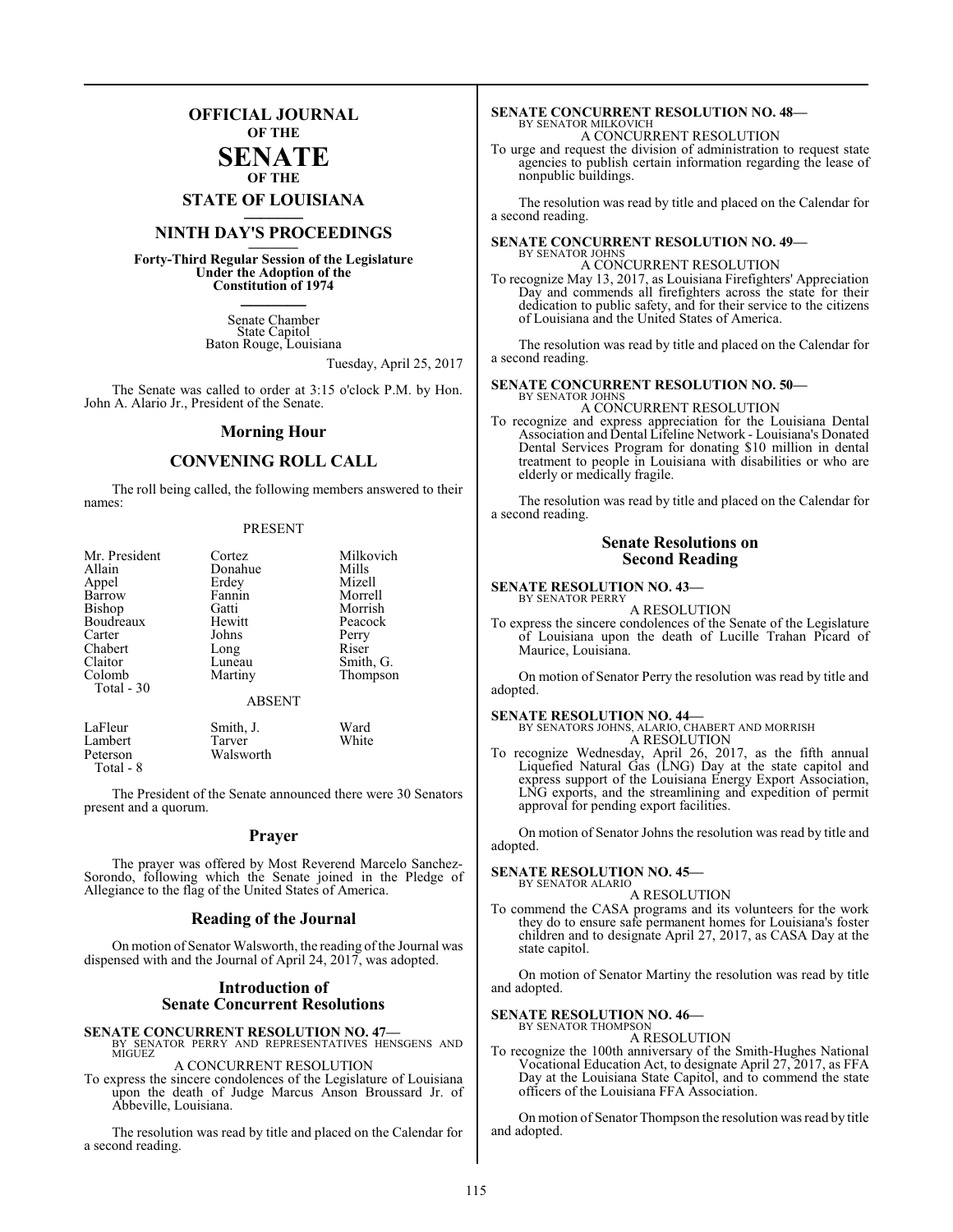# OFFICIAL JOURNAL OF THE SENATE OF THE STATE OF LOUISIANA

## NINTH DAY'S PROCEEDINGS

**Forty-Third Regular Session of the Legislature Under the Adoption of the Constitution of 1974**

Senate Chamber
State Capitol
Baton Rouge, Louisiana

Tuesday, April 25, 2017

The Senate was called to order at 3:15 o'clock P.M. by Hon. John A. Alario Jr., President of the Senate.

## Morning Hour

## CONVENING ROLL CALL

The roll being called, the following members answered to their names:

PRESENT

| | | |
|---|---|---|
| Mr. President | Cortez | Milkovich |
| Allain | Donahue | Mills |
| Appel | Erdey | Mizell |
| Barrow | Fannin | Morrell |
| Bishop | Gatti | Morrish |
| Boudreaux | Hewitt | Peacock |
| Carter | Johns | Perry |
| Chabert | Long | Riser |
| Claitor | Luneau | Smith, G. |
| Colomb | Martiny | Thompson |
| Total - 30 | | |

ABSENT

| | | |
|---|---|---|
| LaFleur | Smith, J. | Ward |
| Lambert | Tarver | White |
| Peterson | Walsworth | |
| Total - 8 | | |

The President of the Senate announced there were 30 Senators present and a quorum.

## Prayer

The prayer was offered by Most Reverend Marcelo Sanchez-Sorondo, following which the Senate joined in the Pledge of Allegiance to the flag of the United States of America.

## Reading of the Journal

On motion of Senator Walsworth, the reading of the Journal was dispensed with and the Journal of April 24, 2017, was adopted.

## Introduction of Senate Concurrent Resolutions

**SENATE CONCURRENT RESOLUTION NO. 47—**
BY SENATOR PERRY AND REPRESENTATIVES HENSGENS AND MIGUEZ

A CONCURRENT RESOLUTION

To express the sincere condolences of the Legislature of Louisiana upon the death of Judge Marcus Anson Broussard Jr. of Abbeville, Louisiana.

The resolution was read by title and placed on the Calendar for a second reading.

**SENATE CONCURRENT RESOLUTION NO. 48—**
BY SENATOR MILKOVICH

A CONCURRENT RESOLUTION

To urge and request the division of administration to request state agencies to publish certain information regarding the lease of nonpublic buildings.

The resolution was read by title and placed on the Calendar for a second reading.

**SENATE CONCURRENT RESOLUTION NO. 49—**
BY SENATOR JOHNS

A CONCURRENT RESOLUTION

To recognize May 13, 2017, as Louisiana Firefighters' Appreciation Day and commends all firefighters across the state for their dedication to public safety, and for their service to the citizens of Louisiana and the United States of America.

The resolution was read by title and placed on the Calendar for a second reading.

**SENATE CONCURRENT RESOLUTION NO. 50—**
BY SENATOR JOHNS

A CONCURRENT RESOLUTION

To recognize and express appreciation for the Louisiana Dental Association and Dental Lifeline Network - Louisiana's Donated Dental Services Program for donating $10 million in dental treatment to people in Louisiana with disabilities or who are elderly or medically fragile.

The resolution was read by title and placed on the Calendar for a second reading.

## Senate Resolutions on Second Reading

**SENATE RESOLUTION NO. 43—**
BY SENATOR PERRY

A RESOLUTION

To express the sincere condolences of the Senate of the Legislature of Louisiana upon the death of Lucille Trahan Picard of Maurice, Louisiana.

On motion of Senator Perry the resolution was read by title and adopted.

**SENATE RESOLUTION NO. 44—**
BY SENATORS JOHNS, ALARIO, CHABERT AND MORRISH

A RESOLUTION

To recognize Wednesday, April 26, 2017, as the fifth annual Liquefied Natural Gas (LNG) Day at the state capitol and express support of the Louisiana Energy Export Association, LNG exports, and the streamlining and expedition of permit approval for pending export facilities.

On motion of Senator Johns the resolution was read by title and adopted.

**SENATE RESOLUTION NO. 45—**
BY SENATOR ALARIO

A RESOLUTION

To commend the CASA programs and its volunteers for the work they do to ensure safe permanent homes for Louisiana's foster children and to designate April 27, 2017, as CASA Day at the state capitol.

On motion of Senator Martiny the resolution was read by title and adopted.

**SENATE RESOLUTION NO. 46—**
BY SENATOR THOMPSON

A RESOLUTION

To recognize the 100th anniversary of the Smith-Hughes National Vocational Education Act, to designate April 27, 2017, as FFA Day at the Louisiana State Capitol, and to commend the state officers of the Louisiana FFA Association.

On motion of Senator Thompson the resolution was read by title and adopted.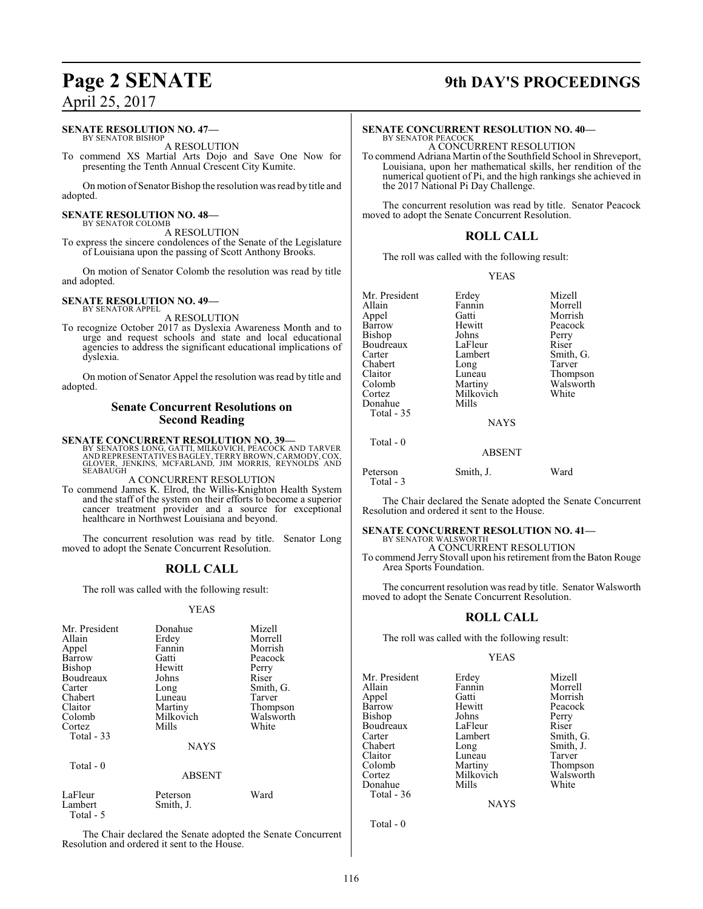**SENATE RESOLUTION NO. 47—**
BY SENATOR BISHOP

A RESOLUTION

To commend XS Martial Arts Dojo and Save One Now for presenting the Tenth Annual Crescent City Kumite.

On motion of Senator Bishop the resolution was read by title and adopted.

**SENATE RESOLUTION NO. 48—**
BY SENATOR COLOMB

A RESOLUTION

To express the sincere condolences of the Senate of the Legislature of Louisiana upon the passing of Scott Anthony Brooks.

On motion of Senator Colomb the resolution was read by title and adopted.

**SENATE RESOLUTION NO. 49—**
BY SENATOR APPEL

A RESOLUTION

To recognize October 2017 as Dyslexia Awareness Month and to urge and request schools and state and local educational agencies to address the significant educational implications of dyslexia.

On motion of Senator Appel the resolution was read by title and adopted.

## Senate Concurrent Resolutions on Second Reading

**SENATE CONCURRENT RESOLUTION NO. 39—**
BY SENATORS LONG, GATTI, MILKOVICH, PEACOCK AND TARVER AND REPRESENTATIVES BAGLEY, TERRY BROWN, CARMODY, COX, GLOVER, JENKINS, MCFARLAND, JIM MORRIS, REYNOLDS AND SEABAUGH

A CONCURRENT RESOLUTION

To commend James K. Elrod, the Willis-Knighton Health System and the staff of the system on their efforts to become a superior cancer treatment provider and a source for exceptional healthcare in Northwest Louisiana and beyond.

The concurrent resolution was read by title. Senator Long moved to adopt the Senate Concurrent Resolution.

## ROLL CALL

The roll was called with the following result:

YEAS

| | | |
|---|---|---|
| Mr. President | Donahue | Mizell |
| Allain | Erdey | Morrell |
| Appel | Fannin | Morrish |
| Barrow | Gatti | Peacock |
| Bishop | Hewitt | Perry |
| Boudreaux | Johns | Riser |
| Carter | Long | Smith, G. |
| Chabert | Luneau | Tarver |
| Claitor | Martiny | Thompson |
| Colomb | Milkovich | Walsworth |
| Cortez | Mills | White |

Total - 33

NAYS

Total - 0

ABSENT

| | | |
|---|---|---|
| LaFleur | Peterson | Ward |
| Lambert | Smith, J. | |

Total - 5

The Chair declared the Senate adopted the Senate Concurrent Resolution and ordered it sent to the House.

**SENATE CONCURRENT RESOLUTION NO. 40—**
BY SENATOR PEACOCK

A CONCURRENT RESOLUTION

To commend Adriana Martin of the Southfield School in Shreveport, Louisiana, upon her mathematical skills, her rendition of the numerical quotient of Pi, and the high rankings she achieved in the 2017 National Pi Day Challenge.

The concurrent resolution was read by title. Senator Peacock moved to adopt the Senate Concurrent Resolution.

## ROLL CALL

The roll was called with the following result:

YEAS

| | | |
|---|---|---|
| Mr. President | Erdey | Mizell |
| Allain | Fannin | Morrell |
| Appel | Gatti | Morrish |
| Barrow | Hewitt | Peacock |
| Bishop | Johns | Perry |
| Boudreaux | LaFleur | Riser |
| Carter | Lambert | Smith, G. |
| Chabert | Long | Tarver |
| Claitor | Luneau | Thompson |
| Colomb | Martiny | Walsworth |
| Cortez | Milkovich | White |
| Donahue | Mills | |

Total - 35

NAYS

Total - 0

ABSENT

| | | |
|---|---|---|
| Peterson | Smith, J. | Ward |

Total - 3

The Chair declared the Senate adopted the Senate Concurrent Resolution and ordered it sent to the House.

**SENATE CONCURRENT RESOLUTION NO. 41—**
BY SENATOR WALSWORTH

A CONCURRENT RESOLUTION

To commend Jerry Stovall upon his retirement from the Baton Rouge Area Sports Foundation.

The concurrent resolution was read by title. Senator Walsworth moved to adopt the Senate Concurrent Resolution.

## ROLL CALL

The roll was called with the following result:

YEAS

| | | |
|---|---|---|
| Mr. President | Erdey | Mizell |
| Allain | Fannin | Morrell |
| Appel | Gatti | Morrish |
| Barrow | Hewitt | Peacock |
| Bishop | Johns | Perry |
| Boudreaux | LaFleur | Riser |
| Carter | Lambert | Smith, G. |
| Chabert | Long | Smith, J. |
| Claitor | Luneau | Tarver |
| Colomb | Martiny | Thompson |
| Cortez | Milkovich | Walsworth |
| Donahue | Mills | White |

Total - 36

NAYS

Total - 0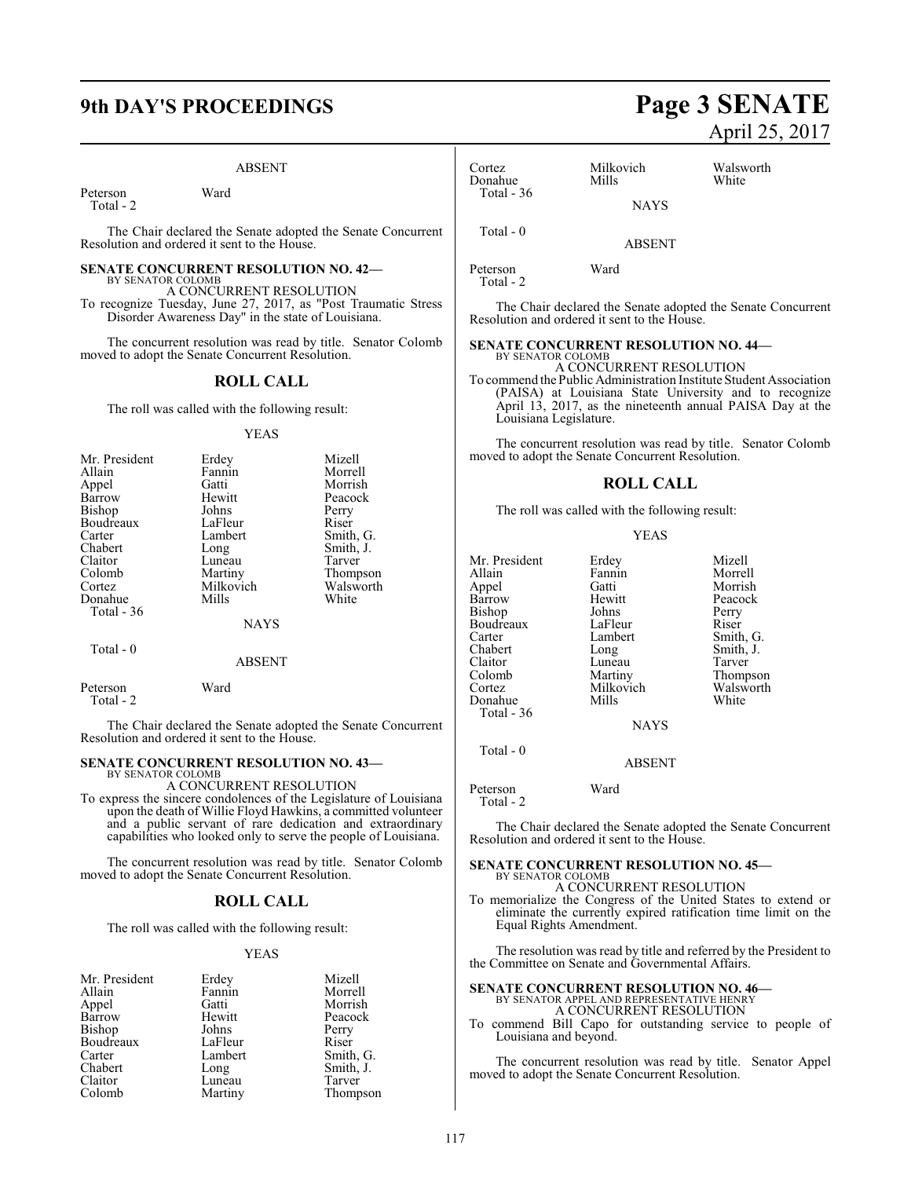ABSENT

| | |
|---|---|
| Peterson | Ward |
| Total - 2 | |

The Chair declared the Senate adopted the Senate Concurrent Resolution and ordered it sent to the House.

**SENATE CONCURRENT RESOLUTION NO. 42—**
BY SENATOR COLOMB

A CONCURRENT RESOLUTION

To recognize Tuesday, June 27, 2017, as "Post Traumatic Stress Disorder Awareness Day" in the state of Louisiana.

The concurrent resolution was read by title. Senator Colomb moved to adopt the Senate Concurrent Resolution.

## ROLL CALL

The roll was called with the following result:

YEAS

| | | |
|---|---|---|
| Mr. President | Erdey | Mizell |
| Allain | Fannin | Morrell |
| Appel | Gatti | Morrish |
| Barrow | Hewitt | Peacock |
| Bishop | Johns | Perry |
| Boudreaux | LaFleur | Riser |
| Carter | Lambert | Smith, G. |
| Chabert | Long | Smith, J. |
| Claitor | Luneau | Tarver |
| Colomb | Martiny | Thompson |
| Cortez | Milkovich | Walsworth |
| Donahue | Mills | White |
| Total - 36 | | |

NAYS

Total - 0

ABSENT

| | |
|---|---|
| Peterson | Ward |
| Total - 2 | |

The Chair declared the Senate adopted the Senate Concurrent Resolution and ordered it sent to the House.

**SENATE CONCURRENT RESOLUTION NO. 43—**
BY SENATOR COLOMB

A CONCURRENT RESOLUTION

To express the sincere condolences of the Legislature of Louisiana upon the death of Willie Floyd Hawkins, a committed volunteer and a public servant of rare dedication and extraordinary capabilities who looked only to serve the people of Louisiana.

The concurrent resolution was read by title. Senator Colomb moved to adopt the Senate Concurrent Resolution.

## ROLL CALL

The roll was called with the following result:

YEAS

| | | |
|---|---|---|
| Mr. President | Erdey | Mizell |
| Allain | Fannin | Morrell |
| Appel | Gatti | Morrish |
| Barrow | Hewitt | Peacock |
| Bishop | Johns | Perry |
| Boudreaux | LaFleur | Riser |
| Carter | Lambert | Smith, G. |
| Chabert | Long | Smith, J. |
| Claitor | Luneau | Tarver |
| Colomb | Martiny | Thompson |
| Cortez | Milkovich | Walsworth |
| Donahue | Mills | White |
| Total - 36 | | |

NAYS

Total - 0

ABSENT

| | |
|---|---|
| Peterson | Ward |
| Total - 2 | |

The Chair declared the Senate adopted the Senate Concurrent Resolution and ordered it sent to the House.

**SENATE CONCURRENT RESOLUTION NO. 44—**
BY SENATOR COLOMB

A CONCURRENT RESOLUTION

To commend the Public Administration Institute Student Association (PAISA) at Louisiana State University and to recognize April 13, 2017, as the nineteenth annual PAISA Day at the Louisiana Legislature.

The concurrent resolution was read by title. Senator Colomb moved to adopt the Senate Concurrent Resolution.

## ROLL CALL

The roll was called with the following result:

YEAS

| | | |
|---|---|---|
| Mr. President | Erdey | Mizell |
| Allain | Fannin | Morrell |
| Appel | Gatti | Morrish |
| Barrow | Hewitt | Peacock |
| Bishop | Johns | Perry |
| Boudreaux | LaFleur | Riser |
| Carter | Lambert | Smith, G. |
| Chabert | Long | Smith, J. |
| Claitor | Luneau | Tarver |
| Colomb | Martiny | Thompson |
| Cortez | Milkovich | Walsworth |
| Donahue | Mills | White |
| Total - 36 | | |

NAYS

Total - 0

ABSENT

| | |
|---|---|
| Peterson | Ward |
| Total - 2 | |

The Chair declared the Senate adopted the Senate Concurrent Resolution and ordered it sent to the House.

**SENATE CONCURRENT RESOLUTION NO. 45—**
BY SENATOR COLOMB

A CONCURRENT RESOLUTION

To memorialize the Congress of the United States to extend or eliminate the currently expired ratification time limit on the Equal Rights Amendment.

The resolution was read by title and referred by the President to the Committee on Senate and Governmental Affairs.

**SENATE CONCURRENT RESOLUTION NO. 46—**
BY SENATOR APPEL AND REPRESENTATIVE HENRY

A CONCURRENT RESOLUTION

To commend Bill Capo for outstanding service to people of Louisiana and beyond.

The concurrent resolution was read by title. Senator Appel moved to adopt the Senate Concurrent Resolution.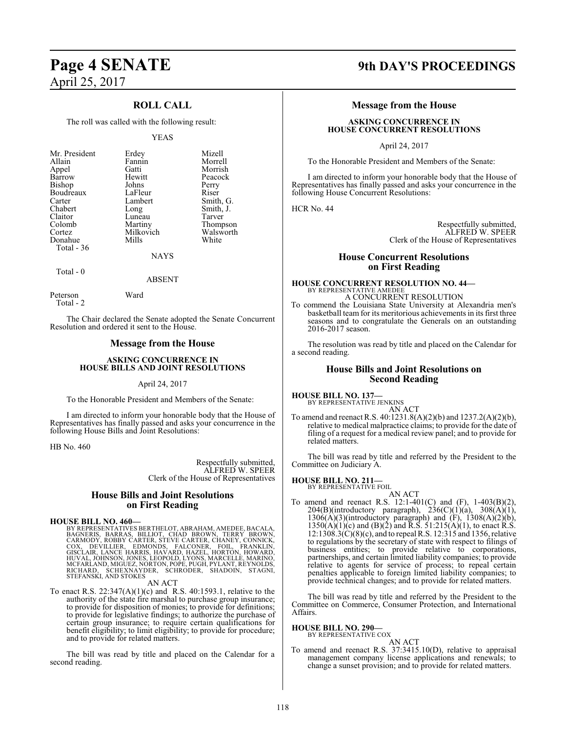## ROLL CALL

The roll was called with the following result:

YEAS

| | | |
|---|---|---|
| Mr. President | Erdey | Mizell |
| Allain | Fannin | Morrell |
| Appel | Gatti | Morrish |
| Barrow | Hewitt | Peacock |
| Bishop | Johns | Perry |
| Boudreaux | LaFleur | Riser |
| Carter | Lambert | Smith, G. |
| Chabert | Long | Smith, J. |
| Claitor | Luneau | Tarver |
| Colomb | Martiny | Thompson |
| Cortez | Milkovich | Walsworth |
| Donahue | Mills | White |
| Total - 36 | | |

NAYS

Total - 0

ABSENT

| | |
|---|---|
| Peterson | Ward |
| Total - 2 | |

The Chair declared the Senate adopted the Senate Concurrent Resolution and ordered it sent to the House.

## Message from the House

### ASKING CONCURRENCE IN HOUSE BILLS AND JOINT RESOLUTIONS

April 24, 2017

To the Honorable President and Members of the Senate:

I am directed to inform your honorable body that the House of Representatives has finally passed and asks your concurrence in the following House Bills and Joint Resolutions:

HB No. 460

Respectfully submitted,
ALFRED W. SPEER
Clerk of the House of Representatives

## House Bills and Joint Resolutions on First Reading

**HOUSE BILL NO. 460—**
BY REPRESENTATIVES BERTHELOT, ABRAHAM, AMEDEE, BACALA, BAGNERIS, BARRAS, BILLIOT, CHAD BROWN, TERRY BROWN, CARMODY, ROBBY CARTER, STEVE CARTER, CHANEY, CONNICK, COX, DEVILLIER, EDMONDS, FALCONER, FOIL, FRANKLIN, GISCLAIR, LANCE HARRIS, HAVARD, HAZEL, HORTON, HOWARD, HUVAL, JOHNSON, JONES, LEOPOLD, LYONS, MARCELLE, MARINO, MCFARLAND, MIGUEZ, NORTON, POPE, PUGH, PYLANT, REYNOLDS, RICHARD, SCHEXNAYDER, SCHRODER, SHADOIN, STAGNI, STEFANSKI, AND STOKES

AN ACT

To enact R.S. 22:347(A)(1)(c) and R.S. 40:1593.1, relative to the authority of the state fire marshal to purchase group insurance; to provide for disposition of monies; to provide for definitions; to provide for legislative findings; to authorize the purchase of certain group insurance; to require certain qualifications for benefit eligibility; to limit eligibility; to provide for procedure; and to provide for related matters.

The bill was read by title and placed on the Calendar for a second reading.

## Message from the House

### ASKING CONCURRENCE IN HOUSE CONCURRENT RESOLUTIONS

April 24, 2017

To the Honorable President and Members of the Senate:

I am directed to inform your honorable body that the House of Representatives has finally passed and asks your concurrence in the following House Concurrent Resolutions:

HCR No. 44

Respectfully submitted,
ALFRED W. SPEER
Clerk of the House of Representatives

## House Concurrent Resolutions on First Reading

**HOUSE CONCURRENT RESOLUTION NO. 44—**
BY REPRESENTATIVE AMEDEE

A CONCURRENT RESOLUTION

To commend the Louisiana State University at Alexandria men's basketball team for its meritorious achievements in its first three seasons and to congratulate the Generals on an outstanding 2016-2017 season.

The resolution was read by title and placed on the Calendar for a second reading.

## House Bills and Joint Resolutions on Second Reading

**HOUSE BILL NO. 137—**
BY REPRESENTATIVE JENKINS

AN ACT

To amend and reenact R.S. 40:1231.8(A)(2)(b) and 1237.2(A)(2)(b), relative to medical malpractice claims; to provide for the date of filing of a request for a medical review panel; and to provide for related matters.

The bill was read by title and referred by the President to the Committee on Judiciary A.

**HOUSE BILL NO. 211—**
BY REPRESENTATIVE FOIL

AN ACT

To amend and reenact R.S. 12:1-401(C) and (F), 1-403(B)(2), 204(B)(introductory paragraph), 236(C)(1)(a), 308(A)(1), 1306(A)(3)(introductory paragraph) and (F), 1308(A)(2)(b), 1350(A)(1)(c) and (B)(2) and R.S. 51:215(A)(1), to enact R.S. 12:1308.3(C)(8)(c), and to repeal R.S. 12:315 and 1356, relative to regulations by the secretary of state with respect to filings of business entities; to provide relative to corporations, partnerships, and certain limited liability companies; to provide relative to agents for service of process; to repeal certain penalties applicable to foreign limited liability companies; to provide technical changes; and to provide for related matters.

The bill was read by title and referred by the President to the Committee on Commerce, Consumer Protection, and International Affairs.

**HOUSE BILL NO. 290—**
BY REPRESENTATIVE COX

AN ACT

To amend and reenact R.S. 37:3415.10(D), relative to appraisal management company license applications and renewals; to change a sunset provision; and to provide for related matters.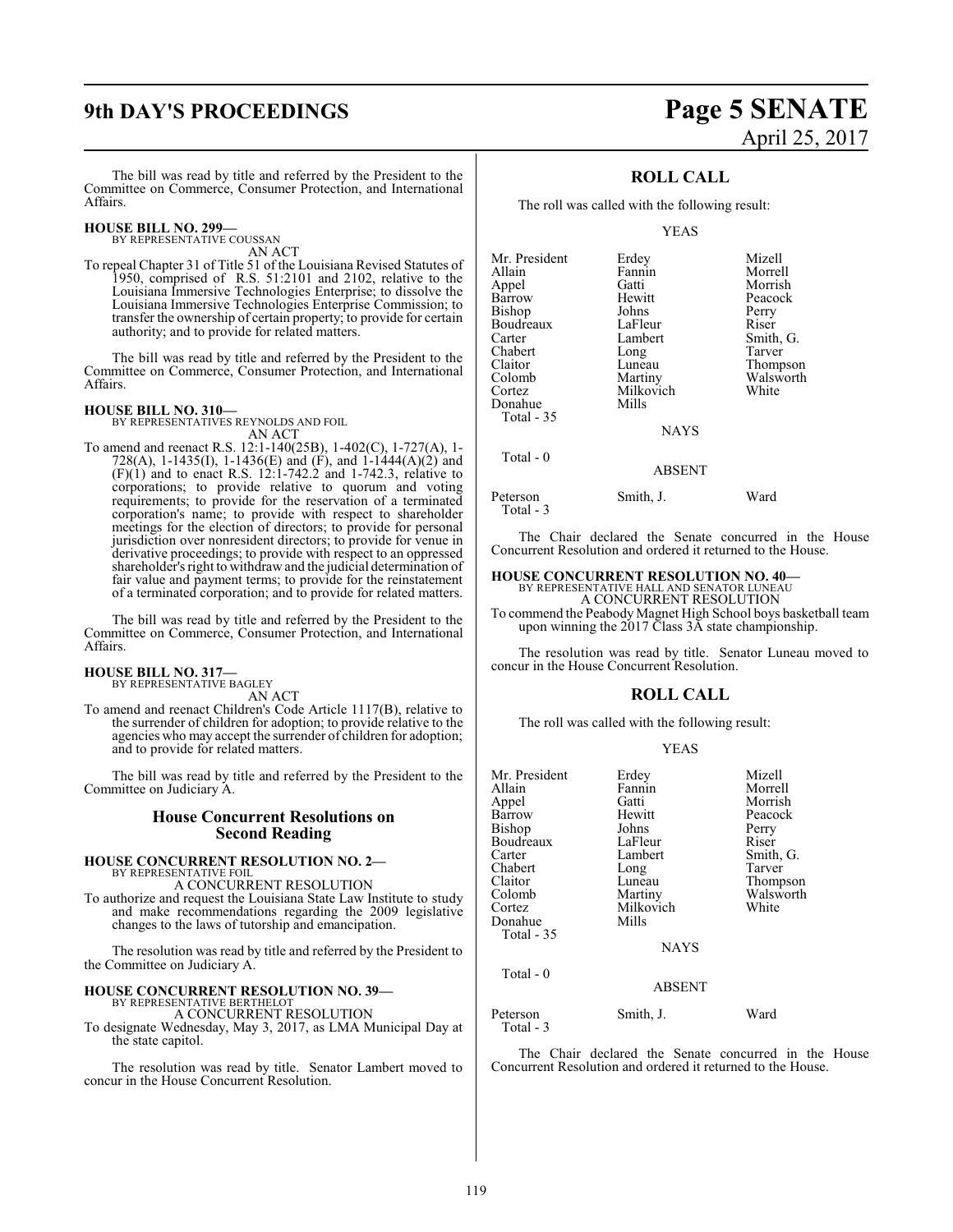The bill was read by title and referred by the President to the Committee on Commerce, Consumer Protection, and International Affairs.

**HOUSE BILL NO. 299—**
BY REPRESENTATIVE COUSSAN
AN ACT

To repeal Chapter 31 of Title 51 of the Louisiana Revised Statutes of 1950, comprised of R.S. 51:2101 and 2102, relative to the Louisiana Immersive Technologies Enterprise; to dissolve the Louisiana Immersive Technologies Enterprise Commission; to transfer the ownership of certain property; to provide for certain authority; and to provide for related matters.

The bill was read by title and referred by the President to the Committee on Commerce, Consumer Protection, and International Affairs.

**HOUSE BILL NO. 310—**
BY REPRESENTATIVES REYNOLDS AND FOIL
AN ACT

To amend and reenact R.S. 12:1-140(25B), 1-402(C), 1-727(A), 1-728(A), 1-1435(I), 1-1436(E) and (F), and 1-1444(A)(2) and (F)(1) and to enact R.S. 12:1-742.2 and 1-742.3, relative to corporations; to provide relative to quorum and voting requirements; to provide for the reservation of a terminated corporation's name; to provide with respect to shareholder meetings for the election of directors; to provide for personal jurisdiction over nonresident directors; to provide for venue in derivative proceedings; to provide with respect to an oppressed shareholder's right to withdraw and the judicial determination of fair value and payment terms; to provide for the reinstatement of a terminated corporation; and to provide for related matters.

The bill was read by title and referred by the President to the Committee on Commerce, Consumer Protection, and International Affairs.

**HOUSE BILL NO. 317—**
BY REPRESENTATIVE BAGLEY
AN ACT

To amend and reenact Children's Code Article 1117(B), relative to the surrender of children for adoption; to provide relative to the agencies who may accept the surrender of children for adoption; and to provide for related matters.

The bill was read by title and referred by the President to the Committee on Judiciary A.

## House Concurrent Resolutions on Second Reading

**HOUSE CONCURRENT RESOLUTION NO. 2—**
BY REPRESENTATIVE FOIL
A CONCURRENT RESOLUTION

To authorize and request the Louisiana State Law Institute to study and make recommendations regarding the 2009 legislative changes to the laws of tutorship and emancipation.

The resolution was read by title and referred by the President to the Committee on Judiciary A.

**HOUSE CONCURRENT RESOLUTION NO. 39—**
BY REPRESENTATIVE BERTHELOT
A CONCURRENT RESOLUTION

To designate Wednesday, May 3, 2017, as LMA Municipal Day at the state capitol.

The resolution was read by title. Senator Lambert moved to concur in the House Concurrent Resolution.

## ROLL CALL

The roll was called with the following result:

YEAS

| | | |
|---|---|---|
| Mr. President | Erdey | Mizell |
| Allain | Fannin | Morrell |
| Appel | Gatti | Morrish |
| Barrow | Hewitt | Peacock |
| Bishop | Johns | Perry |
| Boudreaux | LaFleur | Riser |
| Carter | Lambert | Smith, G. |
| Chabert | Long | Tarver |
| Claitor | Luneau | Thompson |
| Colomb | Martiny | Walsworth |
| Cortez | Milkovich | White |
| Donahue | Mills | |

Total - 35

NAYS

Total - 0

ABSENT

| | | |
|---|---|---|
| Peterson | Smith, J. | Ward |

Total - 3

The Chair declared the Senate concurred in the House Concurrent Resolution and ordered it returned to the House.

**HOUSE CONCURRENT RESOLUTION NO. 40—**
BY REPRESENTATIVE HALL AND SENATOR LUNEAU
A CONCURRENT RESOLUTION

To commend the Peabody Magnet High School boys basketball team upon winning the 2017 Class 3A state championship.

The resolution was read by title. Senator Luneau moved to concur in the House Concurrent Resolution.

## ROLL CALL

The roll was called with the following result:

YEAS

| | | |
|---|---|---|
| Mr. President | Erdey | Mizell |
| Allain | Fannin | Morrell |
| Appel | Gatti | Morrish |
| Barrow | Hewitt | Peacock |
| Bishop | Johns | Perry |
| Boudreaux | LaFleur | Riser |
| Carter | Lambert | Smith, G. |
| Chabert | Long | Tarver |
| Claitor | Luneau | Thompson |
| Colomb | Martiny | Walsworth |
| Cortez | Milkovich | White |
| Donahue | Mills | |

Total - 35

NAYS

Total - 0

ABSENT

| | | |
|---|---|---|
| Peterson | Smith, J. | Ward |

Total - 3

The Chair declared the Senate concurred in the House Concurrent Resolution and ordered it returned to the House.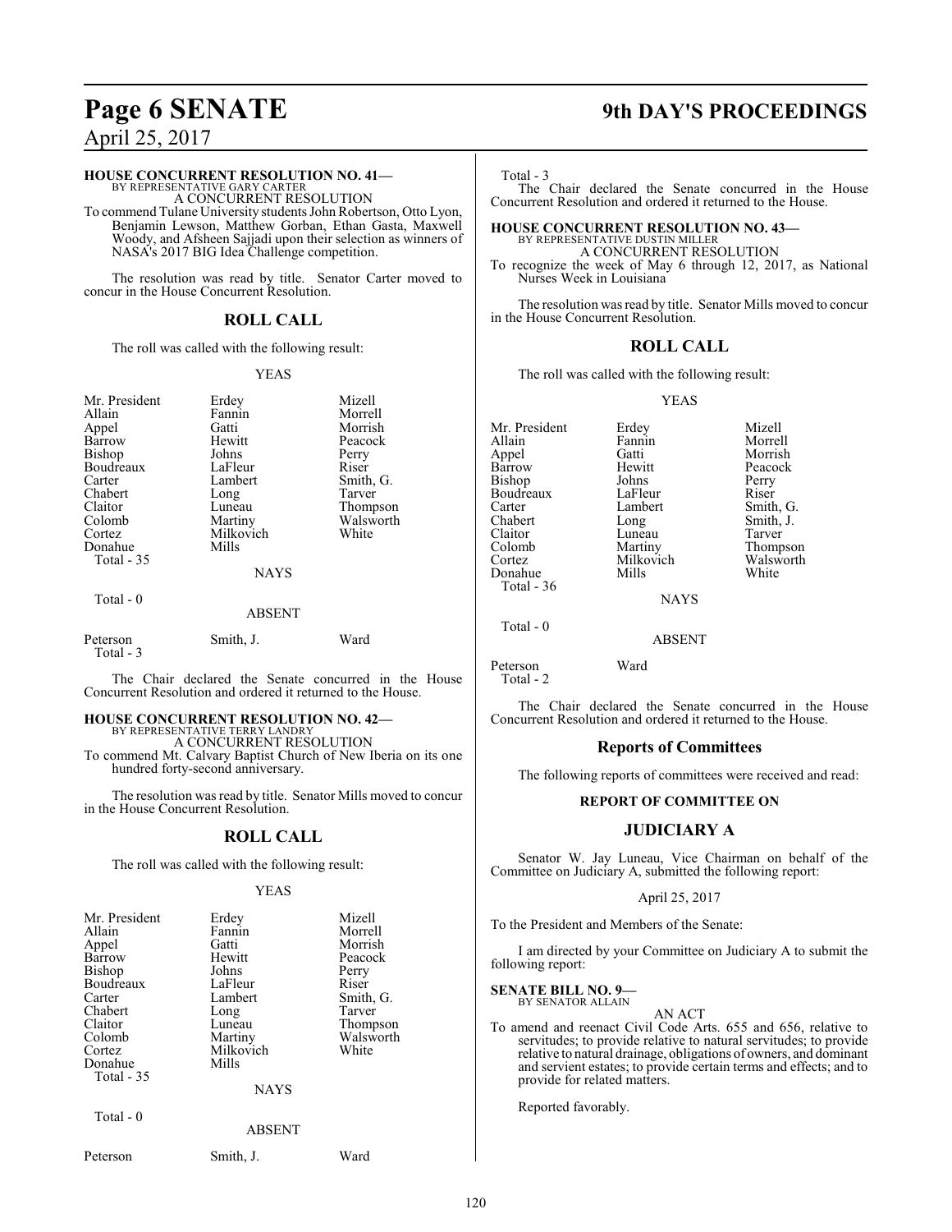### HOUSE CONCURRENT RESOLUTION NO. 41—
BY REPRESENTATIVE GARY CARTER

A CONCURRENT RESOLUTION

To commend Tulane University students John Robertson, Otto Lyon, Benjamin Lewson, Matthew Gorban, Ethan Gasta, Maxwell Woody, and Afsheen Sajjadi upon their selection as winners of NASA's 2017 BIG Idea Challenge competition.

The resolution was read by title. Senator Carter moved to concur in the House Concurrent Resolution.

## ROLL CALL

The roll was called with the following result:

YEAS

| | | |
|---|---|---|
| Mr. President | Erdey | Mizell |
| Allain | Fannin | Morrell |
| Appel | Gatti | Morrish |
| Barrow | Hewitt | Peacock |
| Bishop | Johns | Perry |
| Boudreaux | LaFleur | Riser |
| Carter | Lambert | Smith, G. |
| Chabert | Long | Tarver |
| Claitor | Luneau | Thompson |
| Colomb | Martiny | Walsworth |
| Cortez | Milkovich | White |
| Donahue | Mills | |

Total - 35

NAYS

Total - 0

ABSENT

| | | |
|---|---|---|
| Peterson | Smith, J. | Ward |

Total - 3

The Chair declared the Senate concurred in the House Concurrent Resolution and ordered it returned to the House.

### HOUSE CONCURRENT RESOLUTION NO. 42—
BY REPRESENTATIVE TERRY LANDRY

A CONCURRENT RESOLUTION

To commend Mt. Calvary Baptist Church of New Iberia on its one hundred forty-second anniversary.

The resolution was read by title. Senator Mills moved to concur in the House Concurrent Resolution.

## ROLL CALL

The roll was called with the following result:

YEAS

| | | |
|---|---|---|
| Mr. President | Erdey | Mizell |
| Allain | Fannin | Morrell |
| Appel | Gatti | Morrish |
| Barrow | Hewitt | Peacock |
| Bishop | Johns | Perry |
| Boudreaux | LaFleur | Riser |
| Carter | Lambert | Smith, G. |
| Chabert | Long | Tarver |
| Claitor | Luneau | Thompson |
| Colomb | Martiny | Walsworth |
| Cortez | Milkovich | White |
| Donahue | Mills | |

Total - 35

NAYS

Total - 0

ABSENT

| | | |
|---|---|---|
| Peterson | Smith, J. | Ward |

Total - 3

The Chair declared the Senate concurred in the House Concurrent Resolution and ordered it returned to the House.

### HOUSE CONCURRENT RESOLUTION NO. 43—
BY REPRESENTATIVE DUSTIN MILLER

A CONCURRENT RESOLUTION

To recognize the week of May 6 through 12, 2017, as National Nurses Week in Louisiana

The resolution was read by title. Senator Mills moved to concur in the House Concurrent Resolution.

## ROLL CALL

The roll was called with the following result:

YEAS

| | | |
|---|---|---|
| Mr. President | Erdey | Mizell |
| Allain | Fannin | Morrell |
| Appel | Gatti | Morrish |
| Barrow | Hewitt | Peacock |
| Bishop | Johns | Perry |
| Boudreaux | LaFleur | Riser |
| Carter | Lambert | Smith, G. |
| Chabert | Long | Smith, J. |
| Claitor | Luneau | Tarver |
| Colomb | Martiny | Thompson |
| Cortez | Milkovich | Walsworth |
| Donahue | Mills | White |

Total - 36

NAYS

Total - 0

ABSENT

| | |
|---|---|
| Peterson | Ward |

Total - 2

The Chair declared the Senate concurred in the House Concurrent Resolution and ordered it returned to the House.

## Reports of Committees

The following reports of committees were received and read:

### REPORT OF COMMITTEE ON

## JUDICIARY A

Senator W. Jay Luneau, Vice Chairman on behalf of the Committee on Judiciary A, submitted the following report:

April 25, 2017

To the President and Members of the Senate:

I am directed by your Committee on Judiciary A to submit the following report:

### SENATE BILL NO. 9—
BY SENATOR ALLAIN

AN ACT

To amend and reenact Civil Code Arts. 655 and 656, relative to servitudes; to provide relative to natural servitudes; to provide relative to natural drainage, obligations of owners, and dominant and servient estates; to provide certain terms and effects; and to provide for related matters.

Reported favorably.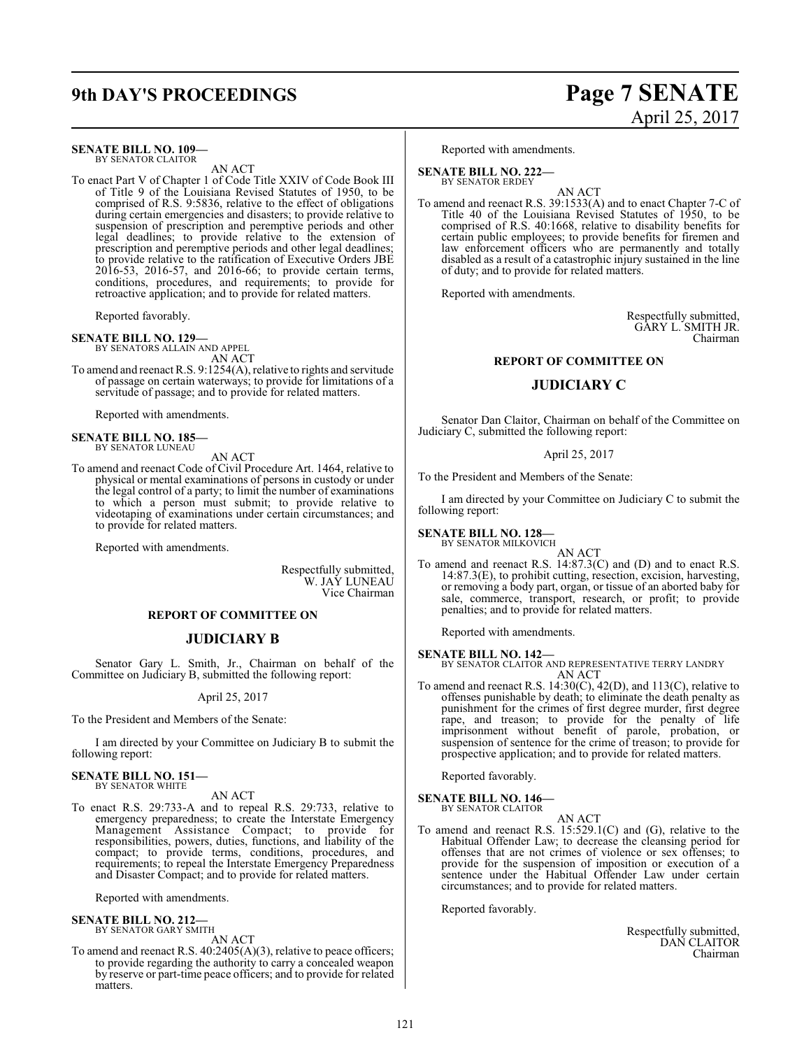**SENATE BILL NO. 109—**
BY SENATOR CLAITOR

AN ACT

To enact Part V of Chapter 1 of Code Title XXIV of Code Book III of Title 9 of the Louisiana Revised Statutes of 1950, to be comprised of R.S. 9:5836, relative to the effect of obligations during certain emergencies and disasters; to provide relative to suspension of prescription and peremptive periods and other legal deadlines; to provide relative to the extension of prescription and peremptive periods and other legal deadlines; to provide relative to the ratification of Executive Orders JBE 2016-53, 2016-57, and 2016-66; to provide certain terms, conditions, procedures, and requirements; to provide for retroactive application; and to provide for related matters.

Reported favorably.

**SENATE BILL NO. 129—**
BY SENATORS ALLAIN AND APPEL

AN ACT

To amend and reenact R.S. 9:1254(A), relative to rights and servitude of passage on certain waterways; to provide for limitations of a servitude of passage; and to provide for related matters.

Reported with amendments.

**SENATE BILL NO. 185—**
BY SENATOR LUNEAU

AN ACT

To amend and reenact Code of Civil Procedure Art. 1464, relative to physical or mental examinations of persons in custody or under the legal control of a party; to limit the number of examinations to which a person must submit; to provide relative to videotaping of examinations under certain circumstances; and to provide for related matters.

Reported with amendments.

Respectfully submitted,
W. JAY LUNEAU
Vice Chairman

**REPORT OF COMMITTEE ON**

## JUDICIARY B

Senator Gary L. Smith, Jr., Chairman on behalf of the Committee on Judiciary B, submitted the following report:

April 25, 2017

To the President and Members of the Senate:

I am directed by your Committee on Judiciary B to submit the following report:

**SENATE BILL NO. 151—**
BY SENATOR WHITE

AN ACT

To enact R.S. 29:733-A and to repeal R.S. 29:733, relative to emergency preparedness; to create the Interstate Emergency Management Assistance Compact; to provide for responsibilities, powers, duties, functions, and liability of the compact; to provide terms, conditions, procedures, and requirements; to repeal the Interstate Emergency Preparedness and Disaster Compact; and to provide for related matters.

Reported with amendments.

**SENATE BILL NO. 212—**
BY SENATOR GARY SMITH

AN ACT

To amend and reenact R.S. 40:2405(A)(3), relative to peace officers; to provide regarding the authority to carry a concealed weapon by reserve or part-time peace officers; and to provide for related matters.

Reported with amendments.

**SENATE BILL NO. 222—**
BY SENATOR ERDEY

AN ACT

To amend and reenact R.S. 39:1533(A) and to enact Chapter 7-C of Title 40 of the Louisiana Revised Statutes of 1950, to be comprised of R.S. 40:1668, relative to disability benefits for certain public employees; to provide benefits for firemen and law enforcement officers who are permanently and totally disabled as a result of a catastrophic injury sustained in the line of duty; and to provide for related matters.

Reported with amendments.

Respectfully submitted,
GARY L. SMITH JR.
Chairman

**REPORT OF COMMITTEE ON**

## JUDICIARY C

Senator Dan Claitor, Chairman on behalf of the Committee on Judiciary C, submitted the following report:

April 25, 2017

To the President and Members of the Senate:

I am directed by your Committee on Judiciary C to submit the following report:

**SENATE BILL NO. 128—**
BY SENATOR MILKOVICH

AN ACT

To amend and reenact R.S. 14:87.3(C) and (D) and to enact R.S. 14:87.3(E), to prohibit cutting, resection, excision, harvesting, or removing a body part, organ, or tissue of an aborted baby for sale, commerce, transport, research, or profit; to provide penalties; and to provide for related matters.

Reported with amendments.

**SENATE BILL NO. 142—**
BY SENATOR CLAITOR AND REPRESENTATIVE TERRY LANDRY

AN ACT

To amend and reenact R.S. 14:30(C), 42(D), and 113(C), relative to offenses punishable by death; to eliminate the death penalty as punishment for the crimes of first degree murder, first degree rape, and treason; to provide for the penalty of life imprisonment without benefit of parole, probation, or suspension of sentence for the crime of treason; to provide for prospective application; and to provide for related matters.

Reported favorably.

**SENATE BILL NO. 146—**
BY SENATOR CLAITOR

AN ACT

To amend and reenact R.S. 15:529.1(C) and (G), relative to the Habitual Offender Law; to decrease the cleansing period for offenses that are not crimes of violence or sex offenses; to provide for the suspension of imposition or execution of a sentence under the Habitual Offender Law under certain circumstances; and to provide for related matters.

Reported favorably.

Respectfully submitted,
DAN CLAITOR
Chairman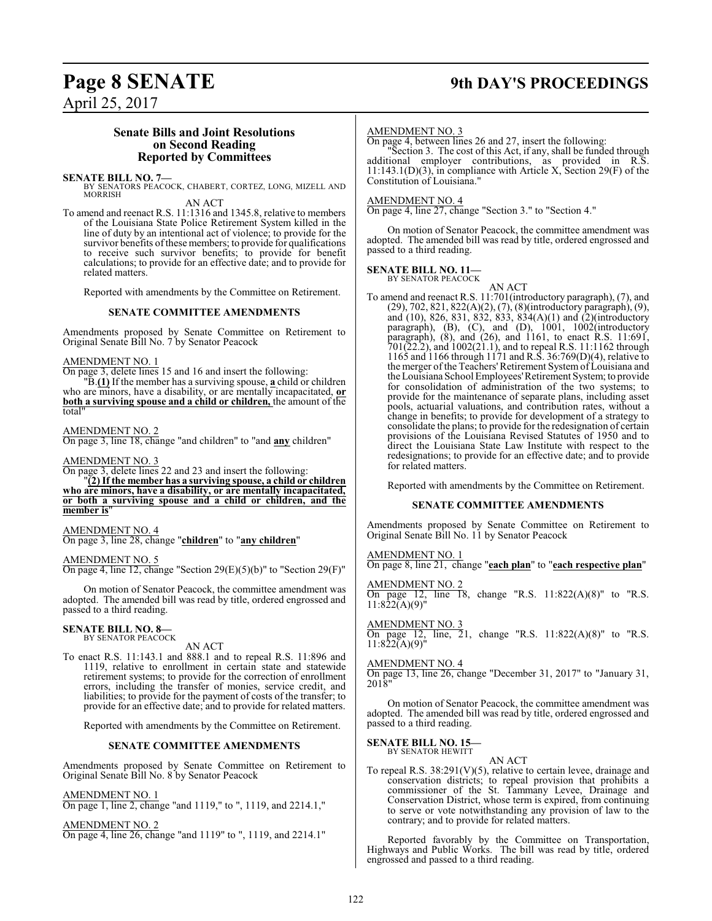## Senate Bills and Joint Resolutions on Second Reading Reported by Committees

**SENATE BILL NO. 7—**
BY SENATORS PEACOCK, CHABERT, CORTEZ, LONG, MIZELL AND MORRISH

AN ACT

To amend and reenact R.S. 11:1316 and 1345.8, relative to members of the Louisiana State Police Retirement System killed in the line of duty by an intentional act of violence; to provide for the survivor benefits of these members; to provide for qualifications to receive such survivor benefits; to provide for benefit calculations; to provide for an effective date; and to provide for related matters.

Reported with amendments by the Committee on Retirement.

### SENATE COMMITTEE AMENDMENTS

Amendments proposed by Senate Committee on Retirement to Original Senate Bill No. 7 by Senator Peacock

AMENDMENT NO. 1
On page 3, delete lines 15 and 16 and insert the following:
"B.**(1)** If the member has a surviving spouse, **a** child or children who are minors, have a disability, or are mentally incapacitated, **or both a surviving spouse and a child or children,** the amount of the total"

AMENDMENT NO. 2
On page 3, line 18, change "and children" to "and **any** children"

AMENDMENT NO. 3
On page 3, delete lines 22 and 23 and insert the following:
"**(2) If the member has a surviving spouse, a child or children who are minors, have a disability, or are mentally incapacitated, or both a surviving spouse and a child or children, and the member is**"

AMENDMENT NO. 4
On page 3, line 28, change "**children**" to "**any children**"

AMENDMENT NO. 5
On page 4, line 12, change "Section 29(E)(5)(b)" to "Section 29(F)"

On motion of Senator Peacock, the committee amendment was adopted. The amended bill was read by title, ordered engrossed and passed to a third reading.

**SENATE BILL NO. 8—**
BY SENATOR PEACOCK

AN ACT

To enact R.S. 11:143.1 and 888.1 and to repeal R.S. 11:896 and 1119, relative to enrollment in certain state and statewide retirement systems; to provide for the correction of enrollment errors, including the transfer of monies, service credit, and liabilities; to provide for the payment of costs of the transfer; to provide for an effective date; and to provide for related matters.

Reported with amendments by the Committee on Retirement.

### SENATE COMMITTEE AMENDMENTS

Amendments proposed by Senate Committee on Retirement to Original Senate Bill No. 8 by Senator Peacock

AMENDMENT NO. 1
On page 1, line 2, change "and 1119," to ", 1119, and 2214.1,"

AMENDMENT NO. 2
On page 4, line 26, change "and 1119" to ", 1119, and 2214.1"

AMENDMENT NO. 3
On page 4, between lines 26 and 27, insert the following:
"Section 3. The cost of this Act, if any, shall be funded through additional employer contributions, as provided in R.S. 11:143.1(D)(3), in compliance with Article X, Section 29(F) of the Constitution of Louisiana."

AMENDMENT NO. 4
On page 4, line 27, change "Section 3." to "Section 4."

On motion of Senator Peacock, the committee amendment was adopted. The amended bill was read by title, ordered engrossed and passed to a third reading.

**SENATE BILL NO. 11—**
BY SENATOR PEACOCK

AN ACT

To amend and reenact R.S. 11:701(introductory paragraph), (7), and (29), 702, 821, 822(A)(2), (7), (8)(introductory paragraph), (9), and (10), 826, 831, 832, 833, 834(A)(1) and (2)(introductory paragraph), (B), (C), and (D), 1001, 1002(introductory paragraph), (8), and (26), and 1161, to enact R.S. 11:691, 701(22.2), and 1002(21.1), and to repeal R.S. 11:1162 through 1165 and 1166 through 1171 and R.S. 36:769(D)(4), relative to the merger of the Teachers' Retirement System of Louisiana and the Louisiana School Employees' Retirement System; to provide for consolidation of administration of the two systems; to provide for the maintenance of separate plans, including asset pools, actuarial valuations, and contribution rates, without a change in benefits; to provide for development of a strategy to consolidate the plans; to provide for the redesignation of certain provisions of the Louisiana Revised Statutes of 1950 and to direct the Louisiana State Law Institute with respect to the redesignations; to provide for an effective date; and to provide for related matters.

Reported with amendments by the Committee on Retirement.

### SENATE COMMITTEE AMENDMENTS

Amendments proposed by Senate Committee on Retirement to Original Senate Bill No. 11 by Senator Peacock

AMENDMENT NO. 1
On page 8, line 21, change "**each plan**" to "**each respective plan**"

AMENDMENT NO. 2
On page 12, line 18, change "R.S. 11:822(A)(8)" to "R.S. 11:822(A)(9)"

AMENDMENT NO. 3
On page 12, line, 21, change "R.S. 11:822(A)(8)" to "R.S. 11:822(A)(9)"

AMENDMENT NO. 4
On page 13, line 26, change "December 31, 2017" to "January 31, 2018"

On motion of Senator Peacock, the committee amendment was adopted. The amended bill was read by title, ordered engrossed and passed to a third reading.

**SENATE BILL NO. 15—**
BY SENATOR HEWITT

AN ACT

To repeal R.S. 38:291(V)(5), relative to certain levee, drainage and conservation districts; to repeal provision that prohibits a commissioner of the St. Tammany Levee, Drainage and Conservation District, whose term is expired, from continuing to serve or vote notwithstanding any provision of law to the contrary; and to provide for related matters.

Reported favorably by the Committee on Transportation, Highways and Public Works. The bill was read by title, ordered engrossed and passed to a third reading.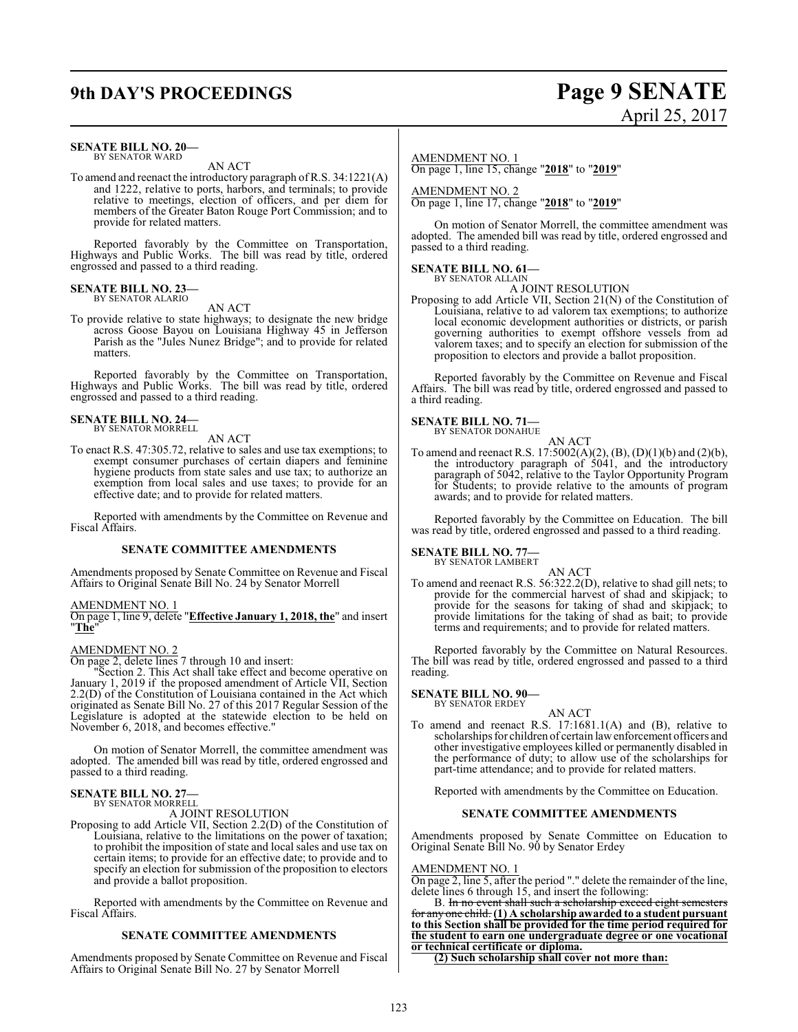**SENATE BILL NO. 20—**
BY SENATOR WARD

AN ACT

To amend and reenact the introductory paragraph of R.S. 34:1221(A) and 1222, relative to ports, harbors, and terminals; to provide relative to meetings, election of officers, and per diem for members of the Greater Baton Rouge Port Commission; and to provide for related matters.

Reported favorably by the Committee on Transportation, Highways and Public Works. The bill was read by title, ordered engrossed and passed to a third reading.

**SENATE BILL NO. 23—**
BY SENATOR ALARIO

AN ACT

To provide relative to state highways; to designate the new bridge across Goose Bayou on Louisiana Highway 45 in Jefferson Parish as the "Jules Nunez Bridge"; and to provide for related matters.

Reported favorably by the Committee on Transportation, Highways and Public Works. The bill was read by title, ordered engrossed and passed to a third reading.

**SENATE BILL NO. 24—**
BY SENATOR MORRELL

AN ACT

To enact R.S. 47:305.72, relative to sales and use tax exemptions; to exempt consumer purchases of certain diapers and feminine hygiene products from state sales and use tax; to authorize an exemption from local sales and use taxes; to provide for an effective date; and to provide for related matters.

Reported with amendments by the Committee on Revenue and Fiscal Affairs.

**SENATE COMMITTEE AMENDMENTS**

Amendments proposed by Senate Committee on Revenue and Fiscal Affairs to Original Senate Bill No. 24 by Senator Morrell

AMENDMENT NO. 1
On page 1, line 9, delete "**Effective January 1, 2018, the**" and insert "**The**"

AMENDMENT NO. 2
On page 2, delete lines 7 through 10 and insert:

"Section 2. This Act shall take effect and become operative on January 1, 2019 if the proposed amendment of Article VII, Section 2.2(D) of the Constitution of Louisiana contained in the Act which originated as Senate Bill No. 27 of this 2017 Regular Session of the Legislature is adopted at the statewide election to be held on November 6, 2018, and becomes effective."

On motion of Senator Morrell, the committee amendment was adopted. The amended bill was read by title, ordered engrossed and passed to a third reading.

**SENATE BILL NO. 27—**
BY SENATOR MORRELL

A JOINT RESOLUTION

Proposing to add Article VII, Section 2.2(D) of the Constitution of Louisiana, relative to the limitations on the power of taxation; to prohibit the imposition of state and local sales and use tax on certain items; to provide for an effective date; to provide and to specify an election for submission of the proposition to electors and provide a ballot proposition.

Reported with amendments by the Committee on Revenue and Fiscal Affairs.

**SENATE COMMITTEE AMENDMENTS**

Amendments proposed by Senate Committee on Revenue and Fiscal Affairs to Original Senate Bill No. 27 by Senator Morrell

AMENDMENT NO. 1
On page 1, line 15, change "**2018**" to "**2019**"

AMENDMENT NO. 2
On page 1, line 17, change "**2018**" to "**2019**"

On motion of Senator Morrell, the committee amendment was adopted. The amended bill was read by title, ordered engrossed and passed to a third reading.

**SENATE BILL NO. 61—**
BY SENATOR ALLAIN

A JOINT RESOLUTION

Proposing to add Article VII, Section 21(N) of the Constitution of Louisiana, relative to ad valorem tax exemptions; to authorize local economic development authorities or districts, or parish governing authorities to exempt offshore vessels from ad valorem taxes; and to specify an election for submission of the proposition to electors and provide a ballot proposition.

Reported favorably by the Committee on Revenue and Fiscal Affairs. The bill was read by title, ordered engrossed and passed to a third reading.

**SENATE BILL NO. 71—**
BY SENATOR DONAHUE

AN ACT

To amend and reenact R.S. 17:5002(A)(2), (B), (D)(1)(b) and (2)(b), the introductory paragraph of 5041, and the introductory paragraph of 5042, relative to the Taylor Opportunity Program for Students; to provide relative to the amounts of program awards; and to provide for related matters.

Reported favorably by the Committee on Education. The bill was read by title, ordered engrossed and passed to a third reading.

**SENATE BILL NO. 77—**
BY SENATOR LAMBERT

AN ACT

To amend and reenact R.S. 56:322.2(D), relative to shad gill nets; to provide for the commercial harvest of shad and skipjack; to provide for the seasons for taking of shad and skipjack; to provide limitations for the taking of shad as bait; to provide terms and requirements; and to provide for related matters.

Reported favorably by the Committee on Natural Resources. The bill was read by title, ordered engrossed and passed to a third reading.

**SENATE BILL NO. 90—**
BY SENATOR ERDEY

AN ACT

To amend and reenact R.S. 17:1681.1(A) and (B), relative to scholarships for children of certain law enforcement officers and other investigative employees killed or permanently disabled in the performance of duty; to allow use of the scholarships for part-time attendance; and to provide for related matters.

Reported with amendments by the Committee on Education.

**SENATE COMMITTEE AMENDMENTS**

Amendments proposed by Senate Committee on Education to Original Senate Bill No. 90 by Senator Erdey

AMENDMENT NO. 1
On page 2, line 5, after the period "." delete the remainder of the line, delete lines 6 through 15, and insert the following:

B. ~~In no event shall such a scholarship exceed eight semesters for any one child.~~ **(1) A scholarship awarded to a student pursuant to this Section shall be provided for the time period required for the student to earn one undergraduate degree or one vocational or technical certificate or diploma.**

**(2) Such scholarship shall cover not more than:**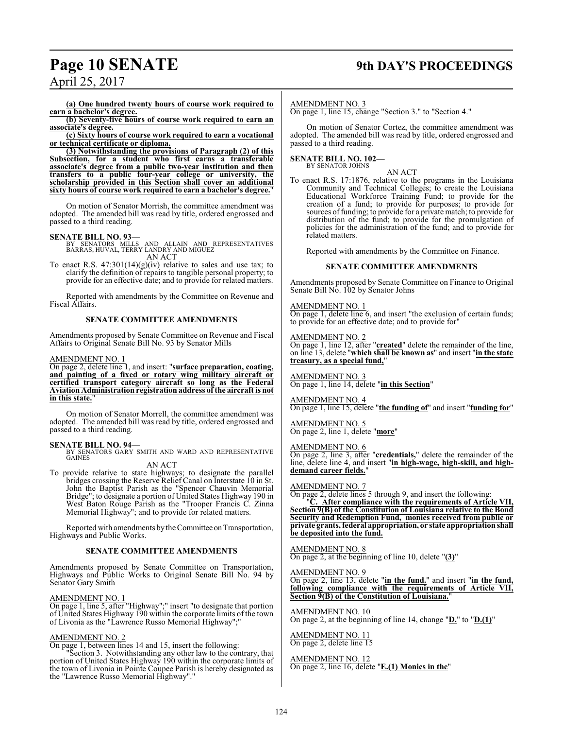**(a) One hundred twenty hours of course work required to earn a bachelor's degree.**

**(b) Seventy-five hours of course work required to earn an associate's degree.**

**(c) Sixty hours of course work required to earn a vocational or technical certificate or diploma.**

**(3) Notwithstanding the provisions of Paragraph (2) of this Subsection, for a student who first earns a transferable associate's degree from a public two-year institution and then transfers to a public four-year college or university, the scholarship provided in this Section shall cover an additional sixty hours of course work required to earn a bachelor's degree.**"

On motion of Senator Morrish, the committee amendment was adopted. The amended bill was read by title, ordered engrossed and passed to a third reading.

**SENATE BILL NO. 93—**
BY SENATORS MILLS AND ALLAIN AND REPRESENTATIVES BARRAS, HUVAL, TERRY LANDRY AND MIGUEZ

AN ACT

To enact R.S. 47:301(14)(g)(iv) relative to sales and use tax; to clarify the definition of repairs to tangible personal property; to provide for an effective date; and to provide for related matters.

Reported with amendments by the Committee on Revenue and Fiscal Affairs.

**SENATE COMMITTEE AMENDMENTS**

Amendments proposed by Senate Committee on Revenue and Fiscal Affairs to Original Senate Bill No. 93 by Senator Mills

AMENDMENT NO. 1
On page 2, delete line 1, and insert: "**surface preparation, coating, and painting of a fixed or rotary wing military aircraft or certified transport category aircraft so long as the Federal Aviation Administration registration address of the aircraft is not in this state.**"

On motion of Senator Morrell, the committee amendment was adopted. The amended bill was read by title, ordered engrossed and passed to a third reading.

**SENATE BILL NO. 94—**
BY SENATORS GARY SMITH AND WARD AND REPRESENTATIVE GAINES

AN ACT

To provide relative to state highways; to designate the parallel bridges crossing the Reserve Relief Canal on Interstate 10 in St. John the Baptist Parish as the "Spencer Chauvin Memorial Bridge"; to designate a portion of United States Highway 190 in West Baton Rouge Parish as the "Trooper Francis C. Zinna Memorial Highway"; and to provide for related matters.

Reported with amendments by the Committee on Transportation, Highways and Public Works.

**SENATE COMMITTEE AMENDMENTS**

Amendments proposed by Senate Committee on Transportation, Highways and Public Works to Original Senate Bill No. 94 by Senator Gary Smith

AMENDMENT NO. 1
On page 1, line 5, after "Highway";" insert "to designate that portion of United States Highway 190 within the corporate limits of the town of Livonia as the "Lawrence Russo Memorial Highway";"

AMENDMENT NO. 2
On page 1, between lines 14 and 15, insert the following:

"Section 3. Notwithstanding any other law to the contrary, that portion of United States Highway 190 within the corporate limits of the town of Livonia in Pointe Coupee Parish is hereby designated as the "Lawrence Russo Memorial Highway"."

AMENDMENT NO. 3
On page 1, line 15, change "Section 3." to "Section 4."

On motion of Senator Cortez, the committee amendment was adopted. The amended bill was read by title, ordered engrossed and passed to a third reading.

**SENATE BILL NO. 102—**
BY SENATOR JOHNS

AN ACT

To enact R.S. 17:1876, relative to the programs in the Louisiana Community and Technical Colleges; to create the Louisiana Educational Workforce Training Fund; to provide for the creation of a fund; to provide for purposes; to provide for sources of funding; to provide for a private match; to provide for distribution of the fund; to provide for the promulgation of policies for the administration of the fund; and to provide for related matters.

Reported with amendments by the Committee on Finance.

**SENATE COMMITTEE AMENDMENTS**

Amendments proposed by Senate Committee on Finance to Original Senate Bill No. 102 by Senator Johns

AMENDMENT NO. 1
On page 1, delete line 6, and insert "the exclusion of certain funds; to provide for an effective date; and to provide for"

AMENDMENT NO. 2
On page 1, line 12, after "**created**" delete the remainder of the line, on line 13, delete "**which shall be known as**" and insert "**in the state treasury, as a special fund,**"

AMENDMENT NO. 3
On page 1, line 14, delete "**in this Section**"

AMENDMENT NO. 4
On page 1, line 15, delete "**the funding of**" and insert "**funding for**"

AMENDMENT NO. 5
On page 2, line 1, delete "**more**"

AMENDMENT NO. 6
On page 2, line 3, after "**credentials,**" delete the remainder of the line, delete line 4, and insert "**in high-wage, high-skill, and high-demand career fields.**"

AMENDMENT NO. 7
On page 2, delete lines 5 through 9, and insert the following:

"**C. After compliance with the requirements of Article VII, Section 9(B) of the Constitution of Louisiana relative to the Bond Security and Redemption Fund, monies received from public or private grants, federal appropriation, or state appropriation shall be deposited into the fund.**

AMENDMENT NO. 8
On page 2, at the beginning of line 10, delete "**(3)**"

AMENDMENT NO. 9
On page 2, line 13, delete "**in the fund.**" and insert "**in the fund, following compliance with the requirements of Article VII, Section 9(B) of the Constitution of Louisiana.**"

AMENDMENT NO. 10
On page 2, at the beginning of line 14, change "**D.**" to "**D.(1)**"

AMENDMENT NO. 11
On page 2, delete line 15

AMENDMENT NO. 12
On page 2, line 16, delete "**E.(1) Monies in the**"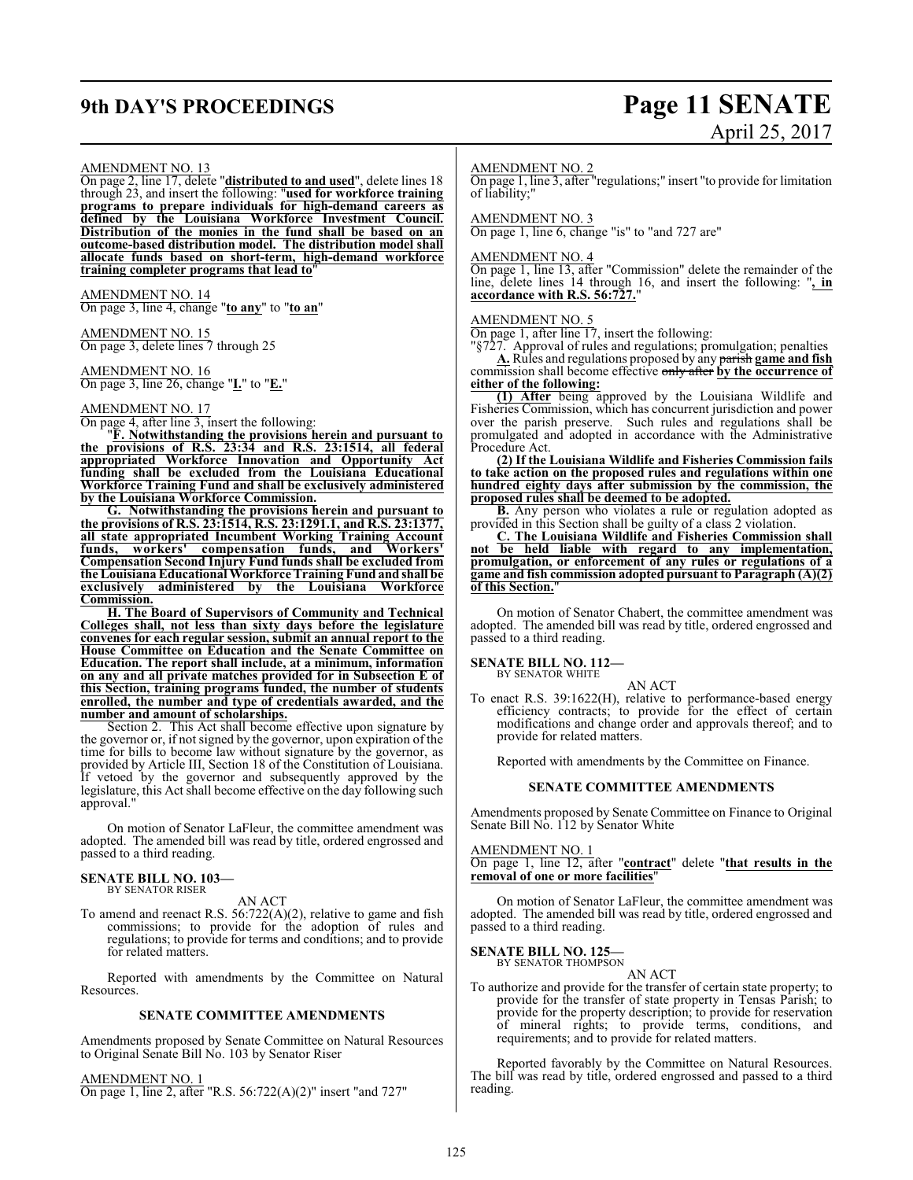AMENDMENT NO. 13

On page 2, line 17, delete "**distributed to and used**", delete lines 18 through 23, and insert the following: "**used for workforce training programs to prepare individuals for high-demand careers as defined by the Louisiana Workforce Investment Council. Distribution of the monies in the fund shall be based on an outcome-based distribution model. The distribution model shall allocate funds based on short-term, high-demand workforce training completer programs that lead to**"

AMENDMENT NO. 14

On page 3, line 4, change "**to any**" to "**to an**"

AMENDMENT NO. 15

On page 3, delete lines 7 through 25

AMENDMENT NO. 16

On page 3, line 26, change "**I.**" to "**E.**"

AMENDMENT NO. 17

On page 4, after line 3, insert the following:

"**F. Notwithstanding the provisions herein and pursuant to the provisions of R.S. 23:34 and R.S. 23:1514, all federal appropriated Workforce Innovation and Opportunity Act funding shall be excluded from the Louisiana Educational Workforce Training Fund and shall be exclusively administered by the Louisiana Workforce Commission.**

**G. Notwithstanding the provisions herein and pursuant to the provisions of R.S. 23:1514, R.S. 23:1291.1, and R.S. 23:1377, all state appropriated Incumbent Working Training Account funds, workers' compensation funds, and Workers' Compensation Second Injury Fund funds shall be excluded from the Louisiana Educational Workforce Training Fund and shall be exclusively administered by the Louisiana Workforce Commission.**

**H. The Board of Supervisors of Community and Technical Colleges shall, not less than sixty days before the legislature convenes for each regular session, submit an annual report to the House Committee on Education and the Senate Committee on Education. The report shall include, at a minimum, information on any and all private matches provided for in Subsection E of this Section, training programs funded, the number of students enrolled, the number and type of credentials awarded, and the number and amount of scholarships.**

Section 2. This Act shall become effective upon signature by the governor or, if not signed by the governor, upon expiration of the time for bills to become law without signature by the governor, as provided by Article III, Section 18 of the Constitution of Louisiana. If vetoed by the governor and subsequently approved by the legislature, this Act shall become effective on the day following such approval."

On motion of Senator LaFleur, the committee amendment was adopted. The amended bill was read by title, ordered engrossed and passed to a third reading.

**SENATE BILL NO. 103—**
BY SENATOR RISER

AN ACT

To amend and reenact R.S. 56:722(A)(2), relative to game and fish commissions; to provide for the adoption of rules and regulations; to provide for terms and conditions; and to provide for related matters.

Reported with amendments by the Committee on Natural Resources.

### SENATE COMMITTEE AMENDMENTS

Amendments proposed by Senate Committee on Natural Resources to Original Senate Bill No. 103 by Senator Riser

AMENDMENT NO. 1

On page 1, line 2, after "R.S. 56:722(A)(2)" insert "and 727"

AMENDMENT NO. 2

On page 1, line 3, after "regulations;" insert "to provide for limitation of liability;"

AMENDMENT NO. 3

On page 1, line 6, change "is" to "and 727 are"

AMENDMENT NO. 4

On page 1, line 13, after "Commission" delete the remainder of the line, delete lines 14 through 16, and insert the following: "**, in accordance with R.S. 56:727.**"

AMENDMENT NO. 5

On page 1, after line 17, insert the following:

"§727. Approval of rules and regulations; promulgation; penalties

**A.** Rules and regulations proposed by any ~~parish~~ **game and fish** commission shall become effective ~~only after~~ **by the occurrence of either of the following:**

**(1) After** being approved by the Louisiana Wildlife and Fisheries Commission, which has concurrent jurisdiction and power over the parish preserve. Such rules and regulations shall be promulgated and adopted in accordance with the Administrative Procedure Act.

**(2) If the Louisiana Wildlife and Fisheries Commission fails to take action on the proposed rules and regulations within one hundred eighty days after submission by the commission, the proposed rules shall be deemed to be adopted.**

**B.** Any person who violates a rule or regulation adopted as provided in this Section shall be guilty of a class 2 violation.

**C. The Louisiana Wildlife and Fisheries Commission shall not be held liable with regard to any implementation, promulgation, or enforcement of any rules or regulations of a game and fish commission adopted pursuant to Paragraph (A)(2) of this Section.**"

On motion of Senator Chabert, the committee amendment was adopted. The amended bill was read by title, ordered engrossed and passed to a third reading.

**SENATE BILL NO. 112—**
BY SENATOR WHITE

AN ACT

To enact R.S. 39:1622(H), relative to performance-based energy efficiency contracts; to provide for the effect of certain modifications and change order and approvals thereof; and to provide for related matters.

Reported with amendments by the Committee on Finance.

### SENATE COMMITTEE AMENDMENTS

Amendments proposed by Senate Committee on Finance to Original Senate Bill No. 112 by Senator White

AMENDMENT NO. 1

On page 1, line 12, after "**contract**" delete "**that results in the removal of one or more facilities**"

On motion of Senator LaFleur, the committee amendment was adopted. The amended bill was read by title, ordered engrossed and passed to a third reading.

**SENATE BILL NO. 125—**
BY SENATOR THOMPSON

AN ACT

To authorize and provide for the transfer of certain state property; to provide for the transfer of state property in Tensas Parish; to provide for the property description; to provide for reservation of mineral rights; to provide terms, conditions, and requirements; and to provide for related matters.

Reported favorably by the Committee on Natural Resources. The bill was read by title, ordered engrossed and passed to a third reading.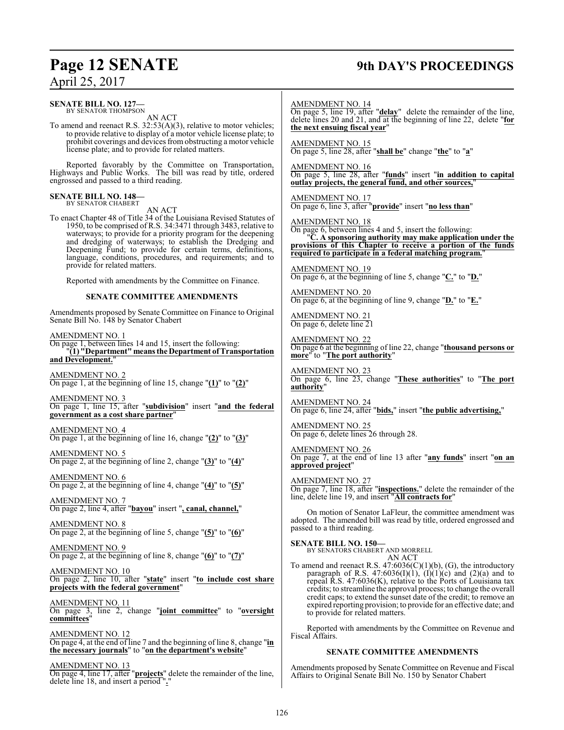**SENATE BILL NO. 127—**
BY SENATOR THOMPSON

AN ACT

To amend and reenact R.S. 32:53(A)(3), relative to motor vehicles; to provide relative to display of a motor vehicle license plate; to prohibit coverings and devices from obstructing a motor vehicle license plate; and to provide for related matters.

Reported favorably by the Committee on Transportation, Highways and Public Works. The bill was read by title, ordered engrossed and passed to a third reading.

**SENATE BILL NO. 148—**
BY SENATOR CHABERT

AN ACT

To enact Chapter 48 of Title 34 of the Louisiana Revised Statutes of 1950, to be comprised of R.S. 34:3471 through 3483, relative to waterways; to provide for a priority program for the deepening and dredging of waterways; to establish the Dredging and Deepening Fund; to provide for certain terms, definitions, language, conditions, procedures, and requirements; and to provide for related matters.

Reported with amendments by the Committee on Finance.

**SENATE COMMITTEE AMENDMENTS**

Amendments proposed by Senate Committee on Finance to Original Senate Bill No. 148 by Senator Chabert

AMENDMENT NO. 1
On page 1, between lines 14 and 15, insert the following:
"**(1) "Department" means the Department of Transportation and Development.**"

AMENDMENT NO. 2
On page 1, at the beginning of line 15, change "**(1)**" to "**(2)**"

AMENDMENT NO. 3
On page 1, line 15, after "**subdivision**" insert "**and the federal government as a cost share partner**"

AMENDMENT NO. 4
On page 1, at the beginning of line 16, change "**(2)**" to "**(3)**"

AMENDMENT NO. 5
On page 2, at the beginning of line 2, change "**(3)**" to "**(4)**"

AMENDMENT NO. 6
On page 2, at the beginning of line 4, change "**(4)**" to "**(5)**"

AMENDMENT NO. 7
On page 2, line 4, after "**bayou**" insert "**, canal, channel,**"

AMENDMENT NO. 8
On page 2, at the beginning of line 5, change "**(5)**" to "**(6)**"

AMENDMENT NO. 9
On page 2, at the beginning of line 8, change "**(6)**" to "**(7)**"

AMENDMENT NO. 10
On page 2, line 10, after "**state**" insert "**to include cost share projects with the federal government**"

AMENDMENT NO. 11
On page 3, line 2, change "**joint committee**" to "**oversight committees**"

AMENDMENT NO. 12
On page 4, at the end of line 7 and the beginning of line 8, change "**in the necessary journals**" to "**on the department's website**"

AMENDMENT NO. 13
On page 4, line 17, after "**projects**" delete the remainder of the line, delete line 18, and insert a period "**.**"

AMENDMENT NO. 14
On page 5, line 19, after "**delay**" delete the remainder of the line, delete lines 20 and 21, and at the beginning of line 22, delete "**for the next ensuing fiscal year**"

AMENDMENT NO. 15
On page 5, line 28, after "**shall be**" change "**the**" to "**a**"

AMENDMENT NO. 16
On page 5, line 28, after "**funds**" insert "**in addition to capital outlay projects, the general fund, and other sources,**"

AMENDMENT NO. 17
On page 6, line 3, after "**provide**" insert "**no less than**"

AMENDMENT NO. 18
On page 6, between lines 4 and 5, insert the following:
"**C. A sponsoring authority may make application under the provisions of this Chapter to receive a portion of the funds required to participate in a federal matching program.**"

AMENDMENT NO. 19
On page 6, at the beginning of line 5, change "**C.**" to "**D.**"

AMENDMENT NO. 20
On page 6, at the beginning of line 9, change "**D.**" to "**E.**"

AMENDMENT NO. 21
On page 6, delete line 21

AMENDMENT NO. 22
On page 6 at the beginning of line 22, change "**thousand persons or more**" to "**The port authority**"

AMENDMENT NO. 23
On page 6, line 23, change "**These authorities**" to "**The port authority**"

AMENDMENT NO. 24
On page 6, line 24, after "**bids,**" insert "**the public advertising,**"

AMENDMENT NO. 25
On page 6, delete lines 26 through 28.

AMENDMENT NO. 26
On page 7, at the end of line 13 after "**any funds**" insert "**on an approved project**"

AMENDMENT NO. 27
On page 7, line 18, after "**inspections.**" delete the remainder of the line, delete line 19, and insert "**All contracts for**"

On motion of Senator LaFleur, the committee amendment was adopted. The amended bill was read by title, ordered engrossed and passed to a third reading.

**SENATE BILL NO. 150—**
BY SENATORS CHABERT AND MORRELL

AN ACT

To amend and reenact R.S. 47:6036(C)(1)(b), (G), the introductory paragraph of R.S. 47:6036(I)(1), (I)(1)(c) and (2)(a) and to repeal R.S. 47:6036(K), relative to the Ports of Louisiana tax credits; to streamline the approval process; to change the overall credit caps; to extend the sunset date of the credit; to remove an expired reporting provision; to provide for an effective date; and to provide for related matters.

Reported with amendments by the Committee on Revenue and Fiscal Affairs.

**SENATE COMMITTEE AMENDMENTS**

Amendments proposed by Senate Committee on Revenue and Fiscal Affairs to Original Senate Bill No. 150 by Senator Chabert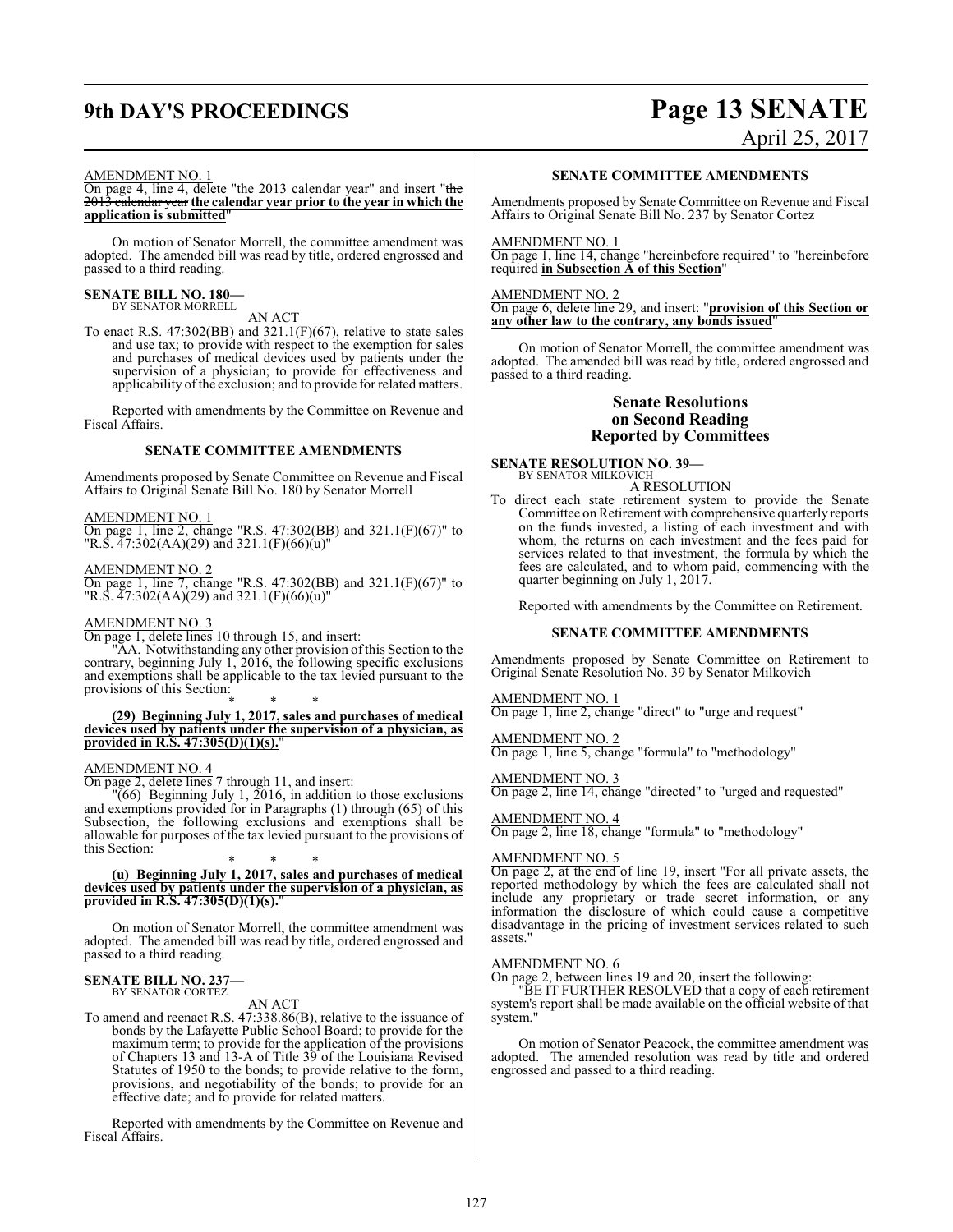AMENDMENT NO. 1

On page 4, line 4, delete "the 2013 calendar year" and insert "~~the 2013 calendar year~~ **the calendar year prior to the year in which the application is submitted**"

On motion of Senator Morrell, the committee amendment was adopted. The amended bill was read by title, ordered engrossed and passed to a third reading.

**SENATE BILL NO. 180—**
BY SENATOR MORRELL

AN ACT

To enact R.S. 47:302(BB) and 321.1(F)(67), relative to state sales and use tax; to provide with respect to the exemption for sales and purchases of medical devices used by patients under the supervision of a physician; to provide for effectiveness and applicability of the exclusion; and to provide for related matters.

Reported with amendments by the Committee on Revenue and Fiscal Affairs.

**SENATE COMMITTEE AMENDMENTS**

Amendments proposed by Senate Committee on Revenue and Fiscal Affairs to Original Senate Bill No. 180 by Senator Morrell

AMENDMENT NO. 1

On page 1, line 2, change "R.S. 47:302(BB) and 321.1(F)(67)" to "R.S. 47:302(AA)(29) and 321.1(F)(66)(u)"

AMENDMENT NO. 2

On page 1, line 7, change "R.S. 47:302(BB) and 321.1(F)(67)" to "R.S. 47:302(AA)(29) and 321.1(F)(66)(u)"

AMENDMENT NO. 3

On page 1, delete lines 10 through 15, and insert:

"AA. Notwithstanding any other provision of this Section to the contrary, beginning July 1, 2016, the following specific exclusions and exemptions shall be applicable to the tax levied pursuant to the provisions of this Section:

\* \* \*

**(29) Beginning July 1, 2017, sales and purchases of medical devices used by patients under the supervision of a physician, as provided in R.S. 47:305(D)(1)(s).**"

AMENDMENT NO. 4

On page 2, delete lines 7 through 11, and insert:

"(66) Beginning July 1, 2016, in addition to those exclusions and exemptions provided for in Paragraphs (1) through (65) of this Subsection, the following exclusions and exemptions shall be allowable for purposes of the tax levied pursuant to the provisions of this Section:

\* \* \*

**(u) Beginning July 1, 2017, sales and purchases of medical devices used by patients under the supervision of a physician, as provided in R.S. 47:305(D)(1)(s).**"

On motion of Senator Morrell, the committee amendment was adopted. The amended bill was read by title, ordered engrossed and passed to a third reading.

**SENATE BILL NO. 237—**
BY SENATOR CORTEZ

AN ACT

To amend and reenact R.S. 47:338.86(B), relative to the issuance of bonds by the Lafayette Public School Board; to provide for the maximum term; to provide for the application of the provisions of Chapters 13 and 13-A of Title 39 of the Louisiana Revised Statutes of 1950 to the bonds; to provide relative to the form, provisions, and negotiability of the bonds; to provide for an effective date; and to provide for related matters.

Reported with amendments by the Committee on Revenue and Fiscal Affairs.

**SENATE COMMITTEE AMENDMENTS**

Amendments proposed by Senate Committee on Revenue and Fiscal Affairs to Original Senate Bill No. 237 by Senator Cortez

AMENDMENT NO. 1

On page 1, line 14, change "hereinbefore required" to "~~hereinbefore~~ required **in Subsection A of this Section**"

AMENDMENT NO. 2

On page 6, delete line 29, and insert: "**provision of this Section or any other law to the contrary, any bonds issued**"

On motion of Senator Morrell, the committee amendment was adopted. The amended bill was read by title, ordered engrossed and passed to a third reading.

## Senate Resolutions on Second Reading Reported by Committees

**SENATE RESOLUTION NO. 39—**
BY SENATOR MILKOVICH

A RESOLUTION

To direct each state retirement system to provide the Senate Committee on Retirement with comprehensive quarterly reports on the funds invested, a listing of each investment and with whom, the returns on each investment and the fees paid for services related to that investment, the formula by which the fees are calculated, and to whom paid, commencing with the quarter beginning on July 1, 2017.

Reported with amendments by the Committee on Retirement.

**SENATE COMMITTEE AMENDMENTS**

Amendments proposed by Senate Committee on Retirement to Original Senate Resolution No. 39 by Senator Milkovich

AMENDMENT NO. 1

On page 1, line 2, change "direct" to "urge and request"

AMENDMENT NO. 2

On page 1, line 5, change "formula" to "methodology"

AMENDMENT NO. 3

On page 2, line 14, change "directed" to "urged and requested"

AMENDMENT NO. 4

On page 2, line 18, change "formula" to "methodology"

AMENDMENT NO. 5

On page 2, at the end of line 19, insert "For all private assets, the reported methodology by which the fees are calculated shall not include any proprietary or trade secret information, or any information the disclosure of which could cause a competitive disadvantage in the pricing of investment services related to such assets."

AMENDMENT NO. 6

On page 2, between lines 19 and 20, insert the following:

"BE IT FURTHER RESOLVED that a copy of each retirement system's report shall be made available on the official website of that system."

On motion of Senator Peacock, the committee amendment was adopted. The amended resolution was read by title and ordered engrossed and passed to a third reading.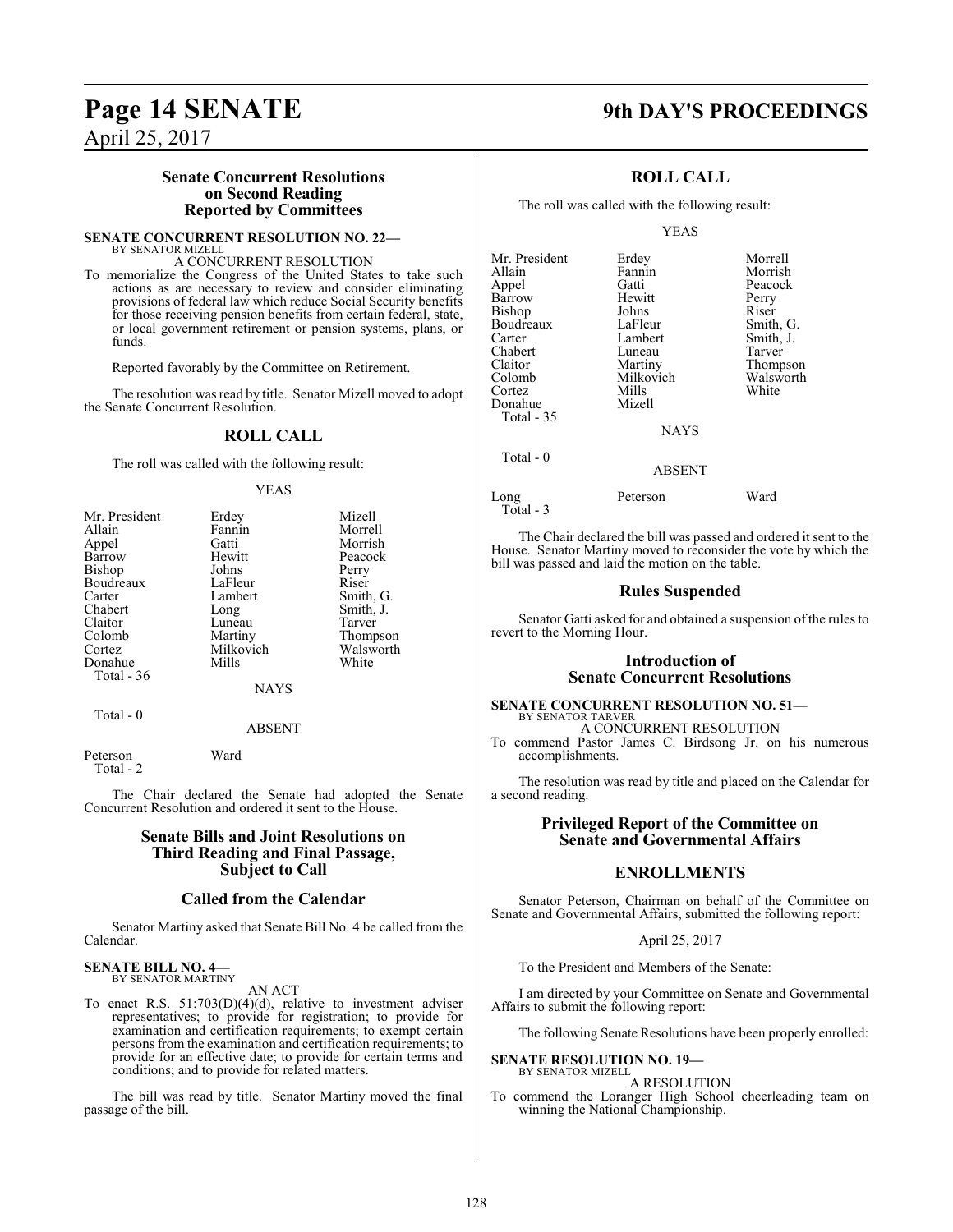### Senate Concurrent Resolutions on Second Reading Reported by Committees

**SENATE CONCURRENT RESOLUTION NO. 22—**
BY SENATOR MIZELL

A CONCURRENT RESOLUTION

To memorialize the Congress of the United States to take such actions as are necessary to review and consider eliminating provisions of federal law which reduce Social Security benefits for those receiving pension benefits from certain federal, state, or local government retirement or pension systems, plans, or funds.

Reported favorably by the Committee on Retirement.

The resolution was read by title. Senator Mizell moved to adopt the Senate Concurrent Resolution.

## ROLL CALL

The roll was called with the following result:

YEAS

| | | |
|---|---|---|
| Mr. President | Erdey | Mizell |
| Allain | Fannin | Morrell |
| Appel | Gatti | Morrish |
| Barrow | Hewitt | Peacock |
| Bishop | Johns | Perry |
| Boudreaux | LaFleur | Riser |
| Carter | Lambert | Smith, G. |
| Chabert | Long | Smith, J. |
| Claitor | Luneau | Tarver |
| Colomb | Martiny | Thompson |
| Cortez | Milkovich | Walsworth |
| Donahue | Mills | White |

Total - 36

NAYS

Total - 0

ABSENT

| | |
|---|---|
| Peterson | Ward |

Total - 2

The Chair declared the Senate had adopted the Senate Concurrent Resolution and ordered it sent to the House.

### Senate Bills and Joint Resolutions on Third Reading and Final Passage, Subject to Call

### Called from the Calendar

Senator Martiny asked that Senate Bill No. 4 be called from the Calendar.

**SENATE BILL NO. 4—**
BY SENATOR MARTINY

AN ACT

To enact R.S. 51:703(D)(4)(d), relative to investment adviser representatives; to provide for registration; to provide for examination and certification requirements; to exempt certain persons from the examination and certification requirements; to provide for an effective date; to provide for certain terms and conditions; and to provide for related matters.

The bill was read by title. Senator Martiny moved the final passage of the bill.

## ROLL CALL

The roll was called with the following result:

YEAS

| | | |
|---|---|---|
| Mr. President | Erdey | Morrell |
| Allain | Fannin | Morrish |
| Appel | Gatti | Peacock |
| Barrow | Hewitt | Perry |
| Bishop | Johns | Riser |
| Boudreaux | LaFleur | Smith, G. |
| Carter | Lambert | Smith, J. |
| Chabert | Luneau | Tarver |
| Claitor | Martiny | Thompson |
| Colomb | Milkovich | Walsworth |
| Cortez | Mills | White |
| Donahue | Mizell | |

Total - 35

NAYS

Total - 0

ABSENT

| | | |
|---|---|---|
| Long | Peterson | Ward |

Total - 3

The Chair declared the bill was passed and ordered it sent to the House. Senator Martiny moved to reconsider the vote by which the bill was passed and laid the motion on the table.

### Rules Suspended

Senator Gatti asked for and obtained a suspension of the rules to revert to the Morning Hour.

### Introduction of Senate Concurrent Resolutions

**SENATE CONCURRENT RESOLUTION NO. 51—**
BY SENATOR TARVER

A CONCURRENT RESOLUTION

To commend Pastor James C. Birdsong Jr. on his numerous accomplishments.

The resolution was read by title and placed on the Calendar for a second reading.

### Privileged Report of the Committee on Senate and Governmental Affairs

## ENROLLMENTS

Senator Peterson, Chairman on behalf of the Committee on Senate and Governmental Affairs, submitted the following report:

April 25, 2017

To the President and Members of the Senate:

I am directed by your Committee on Senate and Governmental Affairs to submit the following report:

The following Senate Resolutions have been properly enrolled:

**SENATE RESOLUTION NO. 19—**
BY SENATOR MIZELL

A RESOLUTION

To commend the Loranger High School cheerleading team on winning the National Championship.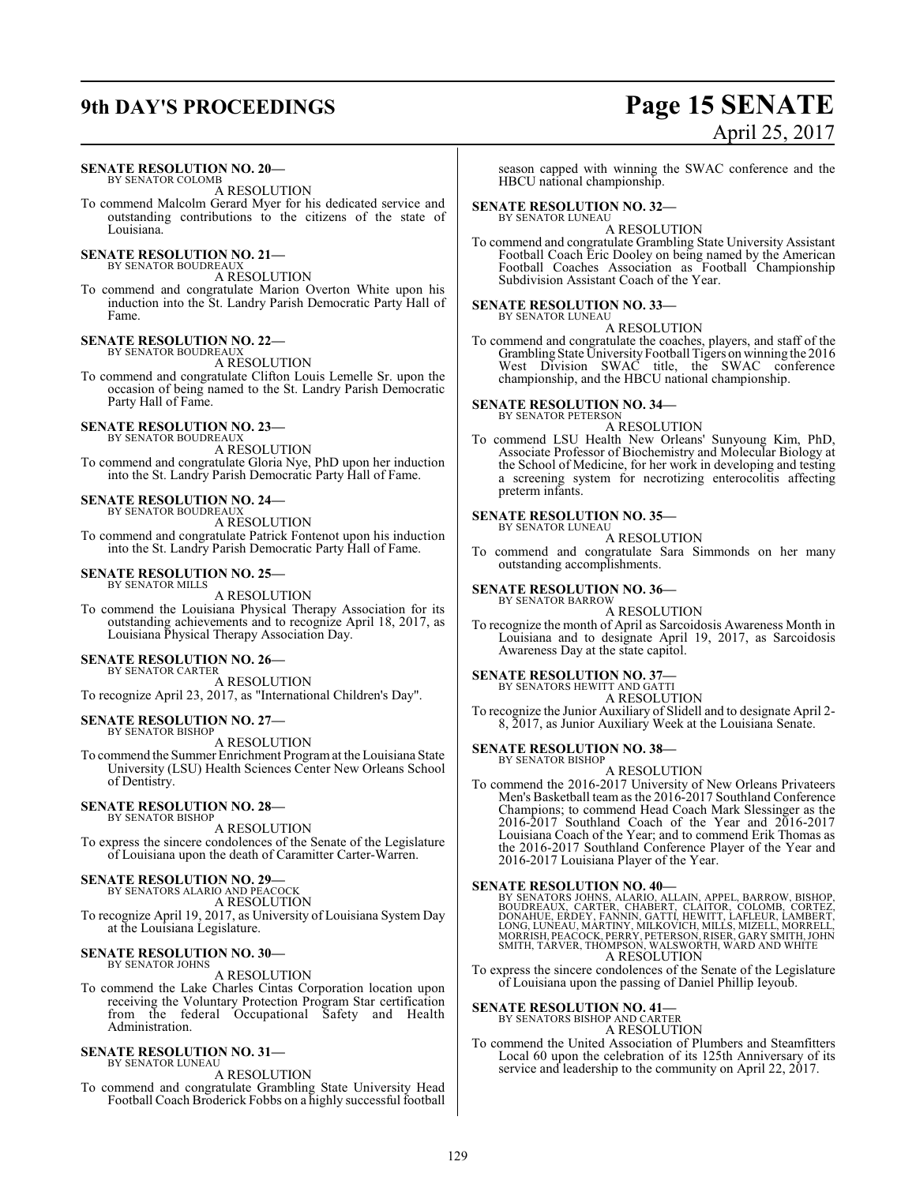**SENATE RESOLUTION NO. 20—**
BY SENATOR COLOMB

A RESOLUTION

To commend Malcolm Gerard Myer for his dedicated service and outstanding contributions to the citizens of the state of Louisiana.

**SENATE RESOLUTION NO. 21—**
BY SENATOR BOUDREAUX

A RESOLUTION

To commend and congratulate Marion Overton White upon his induction into the St. Landry Parish Democratic Party Hall of Fame.

**SENATE RESOLUTION NO. 22—**
BY SENATOR BOUDREAUX

A RESOLUTION

To commend and congratulate Clifton Louis Lemelle Sr. upon the occasion of being named to the St. Landry Parish Democratic Party Hall of Fame.

**SENATE RESOLUTION NO. 23—**
BY SENATOR BOUDREAUX

A RESOLUTION

To commend and congratulate Gloria Nye, PhD upon her induction into the St. Landry Parish Democratic Party Hall of Fame.

**SENATE RESOLUTION NO. 24—**
BY SENATOR BOUDREAUX

A RESOLUTION

To commend and congratulate Patrick Fontenot upon his induction into the St. Landry Parish Democratic Party Hall of Fame.

**SENATE RESOLUTION NO. 25—**
BY SENATOR MILLS

A RESOLUTION

To commend the Louisiana Physical Therapy Association for its outstanding achievements and to recognize April 18, 2017, as Louisiana Physical Therapy Association Day.

**SENATE RESOLUTION NO. 26—**
BY SENATOR CARTER

A RESOLUTION

To recognize April 23, 2017, as "International Children's Day".

**SENATE RESOLUTION NO. 27—**
BY SENATOR BISHOP

A RESOLUTION

To commend the Summer Enrichment Program at the Louisiana State University (LSU) Health Sciences Center New Orleans School of Dentistry.

**SENATE RESOLUTION NO. 28—**
BY SENATOR BISHOP

A RESOLUTION

To express the sincere condolences of the Senate of the Legislature of Louisiana upon the death of Caramitter Carter-Warren.

**SENATE RESOLUTION NO. 29—**
BY SENATORS ALARIO AND PEACOCK

A RESOLUTION

To recognize April 19, 2017, as University of Louisiana System Day at the Louisiana Legislature.

**SENATE RESOLUTION NO. 30—**
BY SENATOR JOHNS

A RESOLUTION

To commend the Lake Charles Cintas Corporation location upon receiving the Voluntary Protection Program Star certification from the federal Occupational Safety and Health Administration.

**SENATE RESOLUTION NO. 31—**
BY SENATOR LUNEAU

A RESOLUTION

To commend and congratulate Grambling State University Head Football Coach Broderick Fobbs on a highly successful football season capped with winning the SWAC conference and the HBCU national championship.

**SENATE RESOLUTION NO. 32—**
BY SENATOR LUNEAU

A RESOLUTION

To commend and congratulate Grambling State University Assistant Football Coach Eric Dooley on being named by the American Football Coaches Association as Football Championship Subdivision Assistant Coach of the Year.

**SENATE RESOLUTION NO. 33—**
BY SENATOR LUNEAU

A RESOLUTION

To commend and congratulate the coaches, players, and staff of the Grambling State University Football Tigers on winning the 2016 West Division SWAC title, the SWAC conference championship, and the HBCU national championship.

**SENATE RESOLUTION NO. 34—**
BY SENATOR PETERSON

A RESOLUTION

To commend LSU Health New Orleans' Sunyoung Kim, PhD, Associate Professor of Biochemistry and Molecular Biology at the School of Medicine, for her work in developing and testing a screening system for necrotizing enterocolitis affecting preterm infants.

**SENATE RESOLUTION NO. 35—**
BY SENATOR LUNEAU

A RESOLUTION

To commend and congratulate Sara Simmonds on her many outstanding accomplishments.

**SENATE RESOLUTION NO. 36—**
BY SENATOR BARROW

A RESOLUTION

To recognize the month of April as Sarcoidosis Awareness Month in Louisiana and to designate April 19, 2017, as Sarcoidosis Awareness Day at the state capitol.

**SENATE RESOLUTION NO. 37—**
BY SENATORS HEWITT AND GATTI

A RESOLUTION

To recognize the Junior Auxiliary of Slidell and to designate April 2-8, 2017, as Junior Auxiliary Week at the Louisiana Senate.

**SENATE RESOLUTION NO. 38—**
BY SENATOR BISHOP

A RESOLUTION

To commend the 2016-2017 University of New Orleans Privateers Men's Basketball team as the 2016-2017 Southland Conference Champions; to commend Head Coach Mark Slessinger as the 2016-2017 Southland Coach of the Year and 2016-2017 Louisiana Coach of the Year; and to commend Erik Thomas as the 2016-2017 Southland Conference Player of the Year and 2016-2017 Louisiana Player of the Year.

**SENATE RESOLUTION NO. 40—**
BY SENATORS JOHNS, ALARIO, ALLAIN, APPEL, BARROW, BISHOP, BOUDREAUX, CARTER, CHABERT, CLAITOR, COLOMB, CORTEZ, DONAHUE, ERDEY, FANNIN, GATTI, HEWITT, LAFLEUR, LAMBERT, LONG, LUNEAU, MARTINY, MILKOVICH, MILLS, MIZELL, MORRELL, MORRISH, PEACOCK, PERRY, PETERSON, RISER, GARY SMITH, JOHN SMITH, TARVER, THOMPSON, WALSWORTH, WARD AND WHITE

A RESOLUTION

To express the sincere condolences of the Senate of the Legislature of Louisiana upon the passing of Daniel Phillip Ieyoub.

**SENATE RESOLUTION NO. 41—**
BY SENATORS BISHOP AND CARTER

A RESOLUTION

To commend the United Association of Plumbers and Steamfitters Local 60 upon the celebration of its 125th Anniversary of its service and leadership to the community on April 22, 2017.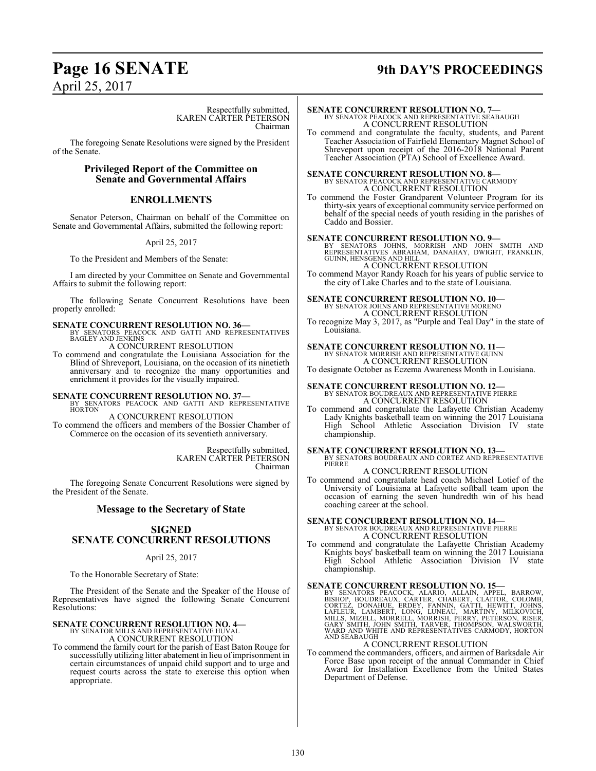Respectfully submitted,
KAREN CARTER PETERSON
Chairman

The foregoing Senate Resolutions were signed by the President of the Senate.

## Privileged Report of the Committee on Senate and Governmental Affairs

## ENROLLMENTS

Senator Peterson, Chairman on behalf of the Committee on Senate and Governmental Affairs, submitted the following report:

April 25, 2017

To the President and Members of the Senate:

I am directed by your Committee on Senate and Governmental Affairs to submit the following report:

The following Senate Concurrent Resolutions have been properly enrolled:

**SENATE CONCURRENT RESOLUTION NO. 36—**
BY SENATORS PEACOCK AND GATTI AND REPRESENTATIVES BAGLEY AND JENKINS
A CONCURRENT RESOLUTION
To commend and congratulate the Louisiana Association for the Blind of Shreveport, Louisiana, on the occasion of its ninetieth anniversary and to recognize the many opportunities and enrichment it provides for the visually impaired.

**SENATE CONCURRENT RESOLUTION NO. 37—**
BY SENATORS PEACOCK AND GATTI AND REPRESENTATIVE HORTON
A CONCURRENT RESOLUTION
To commend the officers and members of the Bossier Chamber of Commerce on the occasion of its seventieth anniversary.

Respectfully submitted,
KAREN CARTER PETERSON
Chairman

The foregoing Senate Concurrent Resolutions were signed by the President of the Senate.

## Message to the Secretary of State

## SIGNED SENATE CONCURRENT RESOLUTIONS

April 25, 2017

To the Honorable Secretary of State:

The President of the Senate and the Speaker of the House of Representatives have signed the following Senate Concurrent Resolutions:

**SENATE CONCURRENT RESOLUTION NO. 4—**
BY SENATOR MILLS AND REPRESENTATIVE HUVAL
A CONCURRENT RESOLUTION
To commend the family court for the parish of East Baton Rouge for successfully utilizing litter abatement in lieu of imprisonment in certain circumstances of unpaid child support and to urge and request courts across the state to exercise this option when appropriate.

**SENATE CONCURRENT RESOLUTION NO. 7—**
BY SENATOR PEACOCK AND REPRESENTATIVE SEABAUGH
A CONCURRENT RESOLUTION
To commend and congratulate the faculty, students, and Parent Teacher Association of Fairfield Elementary Magnet School of Shreveport upon receipt of the 2016-2018 National Parent Teacher Association (PTA) School of Excellence Award.

**SENATE CONCURRENT RESOLUTION NO. 8—**
BY SENATOR PEACOCK AND REPRESENTATIVE CARMODY
A CONCURRENT RESOLUTION
To commend the Foster Grandparent Volunteer Program for its thirty-six years of exceptional community service performed on behalf of the special needs of youth residing in the parishes of Caddo and Bossier.

**SENATE CONCURRENT RESOLUTION NO. 9—**
BY SENATORS JOHNS, MORRISH AND JOHN SMITH AND REPRESENTATIVES ABRAHAM, DANAHAY, DWIGHT, FRANKLIN, GUINN, HENSGENS AND HILL
A CONCURRENT RESOLUTION
To commend Mayor Randy Roach for his years of public service to the city of Lake Charles and to the state of Louisiana.

**SENATE CONCURRENT RESOLUTION NO. 10—**
BY SENATOR JOHNS AND REPRESENTATIVE MORENO
A CONCURRENT RESOLUTION
To recognize May 3, 2017, as "Purple and Teal Day" in the state of Louisiana.

**SENATE CONCURRENT RESOLUTION NO. 11—**
BY SENATOR MORRISH AND REPRESENTATIVE GUINN
A CONCURRENT RESOLUTION
To designate October as Eczema Awareness Month in Louisiana.

**SENATE CONCURRENT RESOLUTION NO. 12—**
BY SENATOR BOUDREAUX AND REPRESENTATIVE PIERRE
A CONCURRENT RESOLUTION
To commend and congratulate the Lafayette Christian Academy Lady Knights basketball team on winning the 2017 Louisiana High School Athletic Association Division IV state championship.

**SENATE CONCURRENT RESOLUTION NO. 13—**
BY SENATORS BOUDREAUX AND CORTEZ AND REPRESENTATIVE PIERRE
A CONCURRENT RESOLUTION
To commend and congratulate head coach Michael Lotief of the University of Louisiana at Lafayette softball team upon the occasion of earning the seven hundredth win of his head coaching career at the school.

**SENATE CONCURRENT RESOLUTION NO. 14—**
BY SENATOR BOUDREAUX AND REPRESENTATIVE PIERRE
A CONCURRENT RESOLUTION
To commend and congratulate the Lafayette Christian Academy Knights boys' basketball team on winning the 2017 Louisiana High School Athletic Association Division IV state championship.

**SENATE CONCURRENT RESOLUTION NO. 15—**
BY SENATORS PEACOCK, ALARIO, ALLAIN, APPEL, BARROW, BISHOP, BOUDREAUX, CARTER, CHABERT, CLAITOR, COLOMB, CORTEZ, DONAHUE, ERDEY, FANNIN, GATTI, HEWITT, JOHNS, LAFLEUR, LAMBERT, LONG, LUNEAU, MARTINY, MILKOVICH, MILLS, MIZELL, MORRELL, MORRISH, PERRY, PETERSON, RISER, GARY SMITH, JOHN SMITH, TARVER, THOMPSON, WALSWORTH, WARD AND WHITE AND REPRESENTATIVES CARMODY, HORTON AND SEABAUGH
A CONCURRENT RESOLUTION
To commend the commanders, officers, and airmen of Barksdale Air Force Base upon receipt of the annual Commander in Chief Award for Installation Excellence from the United States Department of Defense.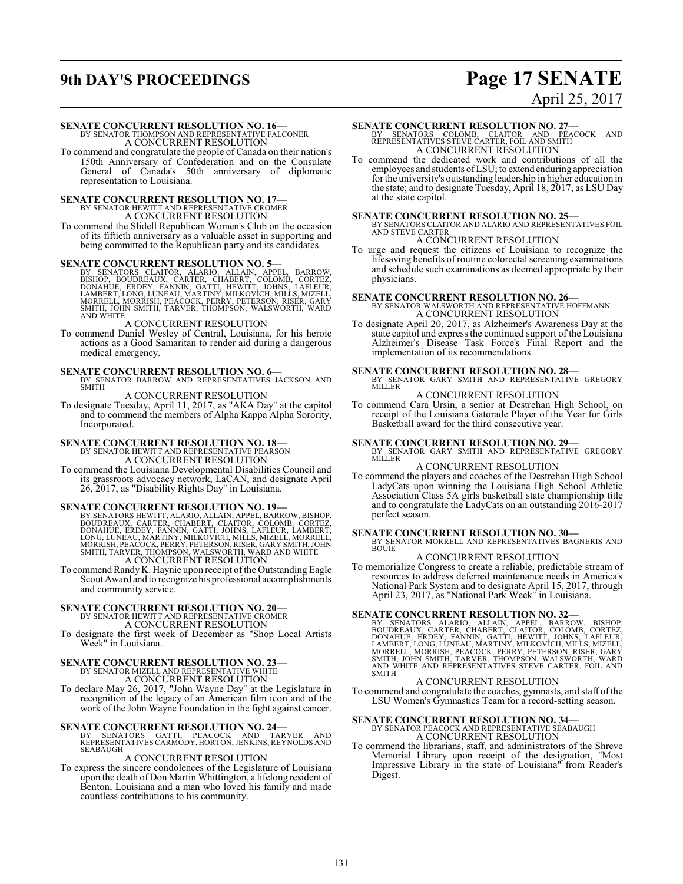**SENATE CONCURRENT RESOLUTION NO. 16—**
BY SENATOR THOMPSON AND REPRESENTATIVE FALCONER
A CONCURRENT RESOLUTION

To commend and congratulate the people of Canada on their nation's 150th Anniversary of Confederation and on the Consulate General of Canada's 50th anniversary of diplomatic representation to Louisiana.

**SENATE CONCURRENT RESOLUTION NO. 17—**
BY SENATOR HEWITT AND REPRESENTATIVE CROMER
A CONCURRENT RESOLUTION

To commend the Slidell Republican Women's Club on the occasion of its fiftieth anniversary as a valuable asset in supporting and being committed to the Republican party and its candidates.

**SENATE CONCURRENT RESOLUTION NO. 5—**
BY SENATORS CLAITOR, ALARIO, ALLAIN, APPEL, BARROW, BISHOP, BOUDREAUX, CARTER, CHABERT, COLOMB, CORTEZ, DONAHUE, ERDEY, FANNIN, GATTI, HEWITT, JOHNS, LAFLEUR, LAMBERT, LONG, LUNEAU, MARTINY, MILKOVICH, MILLS, MIZELL, MORRELL, MORRISH, PEACOCK, PERRY, PETERSON, RISER, GARY SMITH, JOHN SMITH, TARVER, THOMPSON, WALSWORTH, WARD AND WHITE
A CONCURRENT RESOLUTION

To commend Daniel Wesley of Central, Louisiana, for his heroic actions as a Good Samaritan to render aid during a dangerous medical emergency.

**SENATE CONCURRENT RESOLUTION NO. 6—**
BY SENATOR BARROW AND REPRESENTATIVES JACKSON AND SMITH
A CONCURRENT RESOLUTION

To designate Tuesday, April 11, 2017, as "AKA Day" at the capitol and to commend the members of Alpha Kappa Alpha Sorority, Incorporated.

**SENATE CONCURRENT RESOLUTION NO. 18—**
BY SENATOR HEWITT AND REPRESENTATIVE PEARSON
A CONCURRENT RESOLUTION

To commend the Louisiana Developmental Disabilities Council and its grassroots advocacy network, LaCAN, and designate April 26, 2017, as "Disability Rights Day" in Louisiana.

**SENATE CONCURRENT RESOLUTION NO. 19—**
BY SENATORS HEWITT, ALARIO, ALLAIN, APPEL, BARROW, BISHOP, BOUDREAUX, CARTER, CHABERT, CLAITOR, COLOMB, CORTEZ, DONAHUE, ERDEY, FANNIN, GATTI, JOHNS, LAFLEUR, LAMBERT, LONG, LUNEAU, MARTINY, MILKOVICH, MILLS, MIZELL, MORRELL, MORRISH, PEACOCK, PERRY, PETERSON, RISER, GARY SMITH, JOHN SMITH, TARVER, THOMPSON, WALSWORTH, WARD AND WHITE
A CONCURRENT RESOLUTION

To commend Randy K. Haynie upon receipt of the Outstanding Eagle Scout Award and to recognize his professional accomplishments and community service.

**SENATE CONCURRENT RESOLUTION NO. 20—**
BY SENATOR HEWITT AND REPRESENTATIVE CROMER
A CONCURRENT RESOLUTION

To designate the first week of December as "Shop Local Artists Week" in Louisiana.

**SENATE CONCURRENT RESOLUTION NO. 23—**
BY SENATOR MIZELL AND REPRESENTATIVE WHITE
A CONCURRENT RESOLUTION

To declare May 26, 2017, "John Wayne Day" at the Legislature in recognition of the legacy of an American film icon and of the work of the John Wayne Foundation in the fight against cancer.

**SENATE CONCURRENT RESOLUTION NO. 24—**
BY SENATORS GATTI, PEACOCK AND TARVER AND REPRESENTATIVES CARMODY, HORTON, JENKINS, REYNOLDS AND SEABAUGH
A CONCURRENT RESOLUTION

To express the sincere condolences of the Legislature of Louisiana upon the death of Don Martin Whittington, a lifelong resident of Benton, Louisiana and a man who loved his family and made countless contributions to his community.

**SENATE CONCURRENT RESOLUTION NO. 27—**
BY SENATORS COLOMB, CLAITOR AND PEACOCK AND REPRESENTATIVES STEVE CARTER, FOIL AND SMITH
A CONCURRENT RESOLUTION

To commend the dedicated work and contributions of all the employees and students of LSU; to extend enduring appreciation for the university's outstanding leadership in higher education in the state; and to designate Tuesday, April 18, 2017, as LSU Day at the state capitol.

**SENATE CONCURRENT RESOLUTION NO. 25—**
BY SENATORS CLAITOR AND ALARIO AND REPRESENTATIVES FOIL AND STEVE CARTER
A CONCURRENT RESOLUTION

To urge and request the citizens of Louisiana to recognize the lifesaving benefits of routine colorectal screening examinations and schedule such examinations as deemed appropriate by their physicians.

**SENATE CONCURRENT RESOLUTION NO. 26—**
BY SENATOR WALSWORTH AND REPRESENTATIVE HOFFMANN
A CONCURRENT RESOLUTION

To designate April 20, 2017, as Alzheimer's Awareness Day at the state capitol and express the continued support of the Louisiana Alzheimer's Disease Task Force's Final Report and the implementation of its recommendations.

**SENATE CONCURRENT RESOLUTION NO. 28—**
BY SENATOR GARY SMITH AND REPRESENTATIVE GREGORY MILLER
A CONCURRENT RESOLUTION

To commend Cara Ursin, a senior at Destrehan High School, on receipt of the Louisiana Gatorade Player of the Year for Girls Basketball award for the third consecutive year.

**SENATE CONCURRENT RESOLUTION NO. 29—**
BY SENATOR GARY SMITH AND REPRESENTATIVE GREGORY MILLER
A CONCURRENT RESOLUTION

To commend the players and coaches of the Destrehan High School LadyCats upon winning the Louisiana High School Athletic Association Class 5A girls basketball state championship title and to congratulate the LadyCats on an outstanding 2016-2017 perfect season.

**SENATE CONCURRENT RESOLUTION NO. 30—**
BY SENATOR MORRELL AND REPRESENTATIVES BAGNERIS AND BOUIE
A CONCURRENT RESOLUTION

To memorialize Congress to create a reliable, predictable stream of resources to address deferred maintenance needs in America's National Park System and to designate April 15, 2017, through April 23, 2017, as "National Park Week" in Louisiana.

**SENATE CONCURRENT RESOLUTION NO. 32—**
BY SENATORS ALARIO, ALLAIN, APPEL, BARROW, BISHOP, BOUDREAUX, CARTER, CHABERT, CLAITOR, COLOMB, CORTEZ, DONAHUE, ERDEY, FANNIN, GATTI, HEWITT, JOHNS, LAFLEUR, LAMBERT, LONG, LUNEAU, MARTINY, MILKOVICH, MILLS, MIZELL, MORRELL, MORRISH, PEACOCK, PERRY, PETERSON, RISER, GARY SMITH, JOHN SMITH, TARVER, THOMPSON, WALSWORTH, WARD AND WHITE AND REPRESENTATIVES STEVE CARTER, FOIL AND SMITH
A CONCURRENT RESOLUTION

To commend and congratulate the coaches, gymnasts, and staff of the LSU Women's Gymnastics Team for a record-setting season.

**SENATE CONCURRENT RESOLUTION NO. 34—**
BY SENATOR PEACOCK AND REPRESENTATIVE SEABAUGH
A CONCURRENT RESOLUTION

To commend the librarians, staff, and administrators of the Shreve Memorial Library upon receipt of the designation, "Most Impressive Library in the state of Louisiana" from Reader's Digest.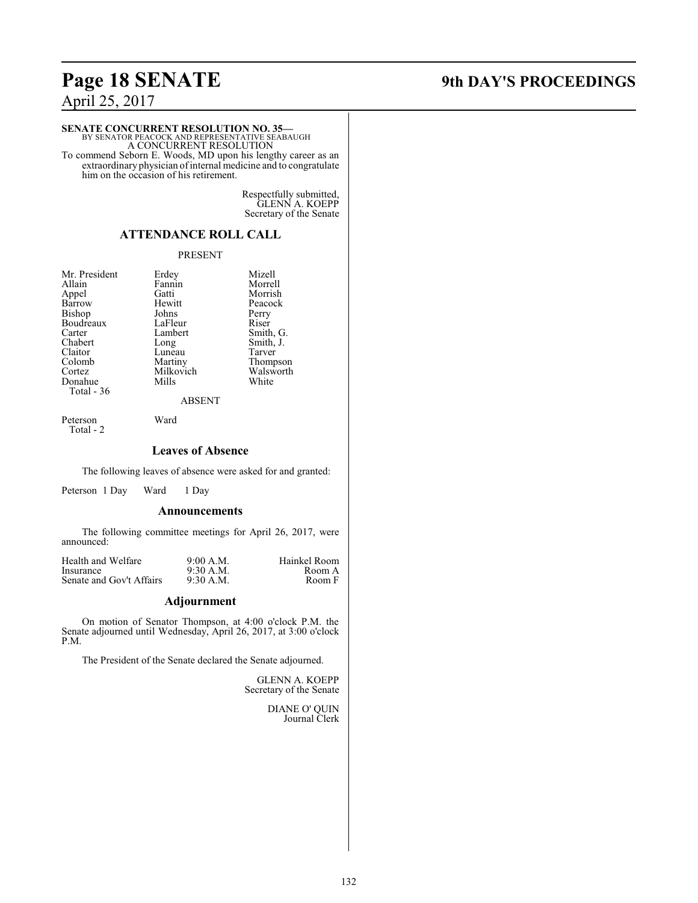**SENATE CONCURRENT RESOLUTION NO. 35—**
BY SENATOR PEACOCK AND REPRESENTATIVE SEABAUGH
A CONCURRENT RESOLUTION

To commend Seborn E. Woods, MD upon his lengthy career as an extraordinary physician of internal medicine and to congratulate him on the occasion of his retirement.

Respectfully submitted,
GLENN A. KOEPP
Secretary of the Senate

## ATTENDANCE ROLL CALL

PRESENT

| | | |
|---|---|---|
| Mr. President | Erdey | Mizell |
| Allain | Fannin | Morrell |
| Appel | Gatti | Morrish |
| Barrow | Hewitt | Peacock |
| Bishop | Johns | Perry |
| Boudreaux | LaFleur | Riser |
| Carter | Lambert | Smith, G. |
| Chabert | Long | Smith, J. |
| Claitor | Luneau | Tarver |
| Colomb | Martiny | Thompson |
| Cortez | Milkovich | Walsworth |
| Donahue | Mills | White |

Total - 36

ABSENT

| | |
|---|---|
| Peterson | Ward |

Total - 2

## Leaves of Absence

The following leaves of absence were asked for and granted:

Peterson 1 Day Ward 1 Day

## Announcements

The following committee meetings for April 26, 2017, were announced:

| | | |
|---|---|---|
| Health and Welfare | 9:00 A.M. | Hainkel Room |
| Insurance | 9:30 A.M. | Room A |
| Senate and Gov't Affairs | 9:30 A.M. | Room F |

## Adjournment

On motion of Senator Thompson, at 4:00 o'clock P.M. the Senate adjourned until Wednesday, April 26, 2017, at 3:00 o'clock P.M.

The President of the Senate declared the Senate adjourned.

GLENN A. KOEPP
Secretary of the Senate

DIANE O' QUIN
Journal Clerk